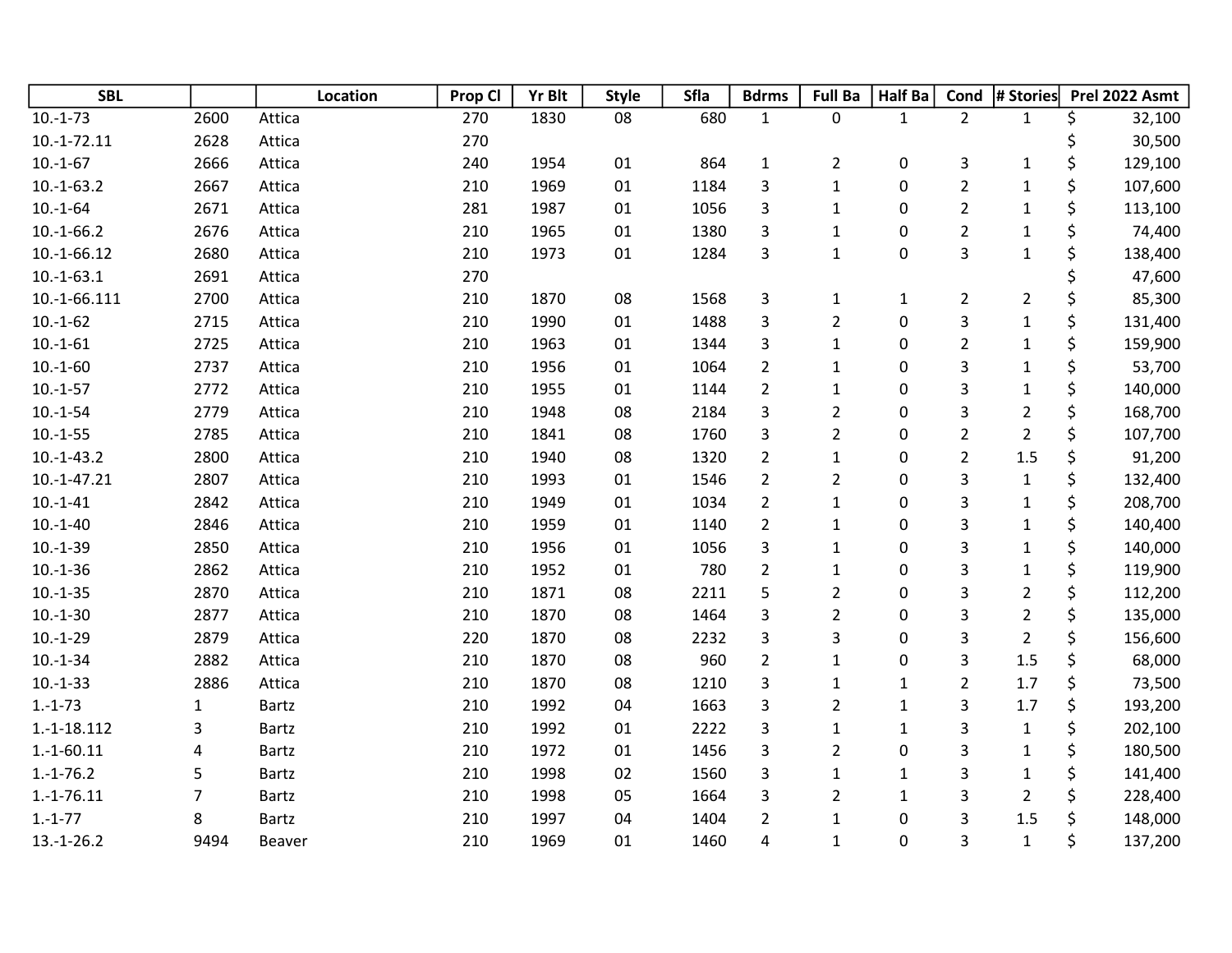| SBL | | Location | Prop Cl | Yr Blt | Style | Sfla | Bdrms | Full Ba | Half Ba | Cond | # Stories | Prel 2022 Asmt |
|---|---|---|---|---|---|---|---|---|---|---|---|---|
| 10.-1-73 | 2600 | Attica | 270 | 1830 | 08 | 680 | 1 | 0 | 1 | 2 | 1 | $ 32,100 |
| 10.-1-72.11 | 2628 | Attica | 270 | | | | | | | | | $ 30,500 |
| 10.-1-67 | 2666 | Attica | 240 | 1954 | 01 | 864 | 1 | 2 | 0 | 3 | 1 | $ 129,100 |
| 10.-1-63.2 | 2667 | Attica | 210 | 1969 | 01 | 1184 | 3 | 1 | 0 | 2 | 1 | $ 107,600 |
| 10.-1-64 | 2671 | Attica | 281 | 1987 | 01 | 1056 | 3 | 1 | 0 | 2 | 1 | $ 113,100 |
| 10.-1-66.2 | 2676 | Attica | 210 | 1965 | 01 | 1380 | 3 | 1 | 0 | 2 | 1 | $ 74,400 |
| 10.-1-66.12 | 2680 | Attica | 210 | 1973 | 01 | 1284 | 3 | 1 | 0 | 3 | 1 | $ 138,400 |
| 10.-1-63.1 | 2691 | Attica | 270 | | | | | | | | | $ 47,600 |
| 10.-1-66.111 | 2700 | Attica | 210 | 1870 | 08 | 1568 | 3 | 1 | 1 | 2 | 2 | $ 85,300 |
| 10.-1-62 | 2715 | Attica | 210 | 1990 | 01 | 1488 | 3 | 2 | 0 | 3 | 1 | $ 131,400 |
| 10.-1-61 | 2725 | Attica | 210 | 1963 | 01 | 1344 | 3 | 1 | 0 | 2 | 1 | $ 159,900 |
| 10.-1-60 | 2737 | Attica | 210 | 1956 | 01 | 1064 | 2 | 1 | 0 | 3 | 1 | $ 53,700 |
| 10.-1-57 | 2772 | Attica | 210 | 1955 | 01 | 1144 | 2 | 1 | 0 | 3 | 1 | $ 140,000 |
| 10.-1-54 | 2779 | Attica | 210 | 1948 | 08 | 2184 | 3 | 2 | 0 | 3 | 2 | $ 168,700 |
| 10.-1-55 | 2785 | Attica | 210 | 1841 | 08 | 1760 | 3 | 2 | 0 | 2 | 2 | $ 107,700 |
| 10.-1-43.2 | 2800 | Attica | 210 | 1940 | 08 | 1320 | 2 | 1 | 0 | 2 | 1.5 | $ 91,200 |
| 10.-1-47.21 | 2807 | Attica | 210 | 1993 | 01 | 1546 | 2 | 2 | 0 | 3 | 1 | $ 132,400 |
| 10.-1-41 | 2842 | Attica | 210 | 1949 | 01 | 1034 | 2 | 1 | 0 | 3 | 1 | $ 208,700 |
| 10.-1-40 | 2846 | Attica | 210 | 1959 | 01 | 1140 | 2 | 1 | 0 | 3 | 1 | $ 140,400 |
| 10.-1-39 | 2850 | Attica | 210 | 1956 | 01 | 1056 | 3 | 1 | 0 | 3 | 1 | $ 140,000 |
| 10.-1-36 | 2862 | Attica | 210 | 1952 | 01 | 780 | 2 | 1 | 0 | 3 | 1 | $ 119,900 |
| 10.-1-35 | 2870 | Attica | 210 | 1871 | 08 | 2211 | 5 | 2 | 0 | 3 | 2 | $ 112,200 |
| 10.-1-30 | 2877 | Attica | 210 | 1870 | 08 | 1464 | 3 | 2 | 0 | 3 | 2 | $ 135,000 |
| 10.-1-29 | 2879 | Attica | 220 | 1870 | 08 | 2232 | 3 | 3 | 0 | 3 | 2 | $ 156,600 |
| 10.-1-34 | 2882 | Attica | 210 | 1870 | 08 | 960 | 2 | 1 | 0 | 3 | 1.5 | $ 68,000 |
| 10.-1-33 | 2886 | Attica | 210 | 1870 | 08 | 1210 | 3 | 1 | 1 | 2 | 1.7 | $ 73,500 |
| 1.-1-73 | 1 | Bartz | 210 | 1992 | 04 | 1663 | 3 | 2 | 1 | 3 | 1.7 | $ 193,200 |
| 1.-1-18.112 | 3 | Bartz | 210 | 1992 | 01 | 2222 | 3 | 1 | 1 | 3 | 1 | $ 202,100 |
| 1.-1-60.11 | 4 | Bartz | 210 | 1972 | 01 | 1456 | 3 | 2 | 0 | 3 | 1 | $ 180,500 |
| 1.-1-76.2 | 5 | Bartz | 210 | 1998 | 02 | 1560 | 3 | 1 | 1 | 3 | 1 | $ 141,400 |
| 1.-1-76.11 | 7 | Bartz | 210 | 1998 | 05 | 1664 | 3 | 2 | 1 | 3 | 2 | $ 228,400 |
| 1.-1-77 | 8 | Bartz | 210 | 1997 | 04 | 1404 | 2 | 1 | 0 | 3 | 1.5 | $ 148,000 |
| 13.-1-26.2 | 9494 | Beaver | 210 | 1969 | 01 | 1460 | 4 | 1 | 0 | 3 | 1 | $ 137,200 |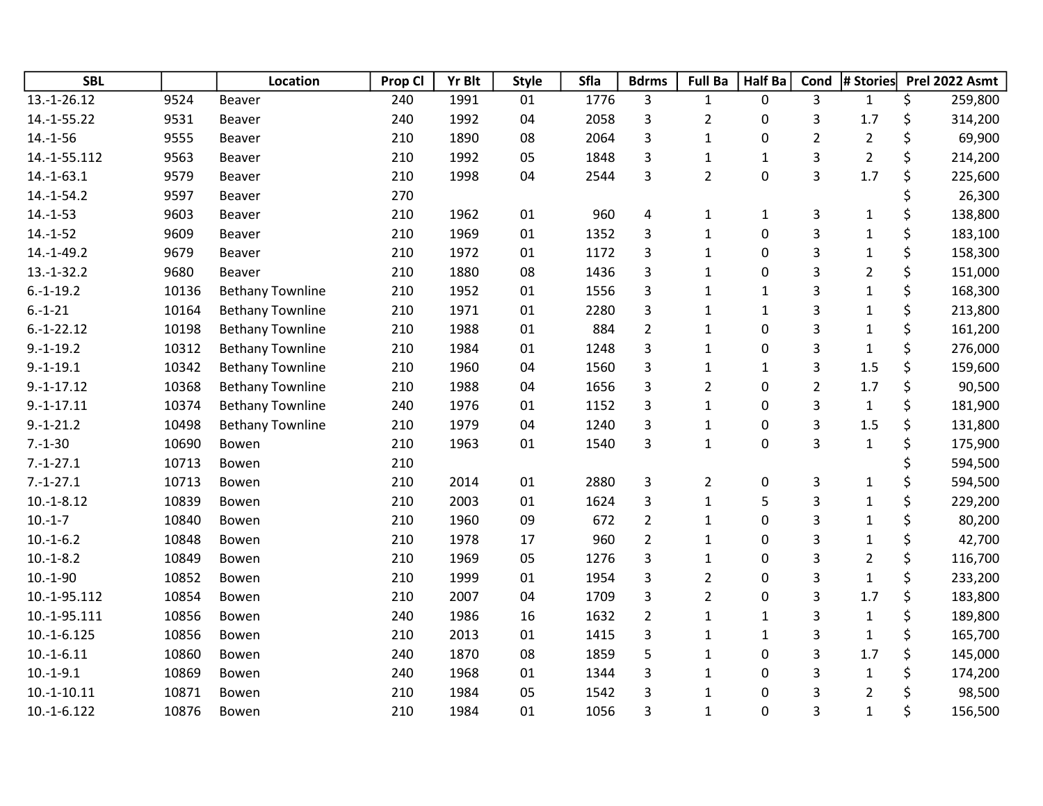| SBL | | Location | Prop Cl | Yr Blt | Style | Sfla | Bdrms | Full Ba | Half Ba | Cond | # Stories | Prel 2022 Asmt |
|---|---|---|---|---|---|---|---|---|---|---|---|---|
| 13.-1-26.12 | 9524 | Beaver | 240 | 1991 | 01 | 1776 | 3 | 1 | 0 | 3 | 1 | $ 259,800 |
| 14.-1-55.22 | 9531 | Beaver | 240 | 1992 | 04 | 2058 | 3 | 2 | 0 | 3 | 1.7 | $ 314,200 |
| 14.-1-56 | 9555 | Beaver | 210 | 1890 | 08 | 2064 | 3 | 1 | 0 | 2 | 2 | $ 69,900 |
| 14.-1-55.112 | 9563 | Beaver | 210 | 1992 | 05 | 1848 | 3 | 1 | 1 | 3 | 2 | $ 214,200 |
| 14.-1-63.1 | 9579 | Beaver | 210 | 1998 | 04 | 2544 | 3 | 2 | 0 | 3 | 1.7 | $ 225,600 |
| 14.-1-54.2 | 9597 | Beaver | 270 | | | | | | | | | $ 26,300 |
| 14.-1-53 | 9603 | Beaver | 210 | 1962 | 01 | 960 | 4 | 1 | 1 | 3 | 1 | $ 138,800 |
| 14.-1-52 | 9609 | Beaver | 210 | 1969 | 01 | 1352 | 3 | 1 | 0 | 3 | 1 | $ 183,100 |
| 14.-1-49.2 | 9679 | Beaver | 210 | 1972 | 01 | 1172 | 3 | 1 | 0 | 3 | 1 | $ 158,300 |
| 13.-1-32.2 | 9680 | Beaver | 210 | 1880 | 08 | 1436 | 3 | 1 | 0 | 3 | 2 | $ 151,000 |
| 6.-1-19.2 | 10136 | Bethany Townline | 210 | 1952 | 01 | 1556 | 3 | 1 | 1 | 3 | 1 | $ 168,300 |
| 6.-1-21 | 10164 | Bethany Townline | 210 | 1971 | 01 | 2280 | 3 | 1 | 1 | 3 | 1 | $ 213,800 |
| 6.-1-22.12 | 10198 | Bethany Townline | 210 | 1988 | 01 | 884 | 2 | 1 | 0 | 3 | 1 | $ 161,200 |
| 9.-1-19.2 | 10312 | Bethany Townline | 210 | 1984 | 01 | 1248 | 3 | 1 | 0 | 3 | 1 | $ 276,000 |
| 9.-1-19.1 | 10342 | Bethany Townline | 210 | 1960 | 04 | 1560 | 3 | 1 | 1 | 3 | 1.5 | $ 159,600 |
| 9.-1-17.12 | 10368 | Bethany Townline | 210 | 1988 | 04 | 1656 | 3 | 2 | 0 | 2 | 1.7 | $ 90,500 |
| 9.-1-17.11 | 10374 | Bethany Townline | 240 | 1976 | 01 | 1152 | 3 | 1 | 0 | 3 | 1 | $ 181,900 |
| 9.-1-21.2 | 10498 | Bethany Townline | 210 | 1979 | 04 | 1240 | 3 | 1 | 0 | 3 | 1.5 | $ 131,800 |
| 7.-1-30 | 10690 | Bowen | 210 | 1963 | 01 | 1540 | 3 | 1 | 0 | 3 | 1 | $ 175,900 |
| 7.-1-27.1 | 10713 | Bowen | 210 | | | | | | | | | $ 594,500 |
| 7.-1-27.1 | 10713 | Bowen | 210 | 2014 | 01 | 2880 | 3 | 2 | 0 | 3 | 1 | $ 594,500 |
| 10.-1-8.12 | 10839 | Bowen | 210 | 2003 | 01 | 1624 | 3 | 1 | 5 | 3 | 1 | $ 229,200 |
| 10.-1-7 | 10840 | Bowen | 210 | 1960 | 09 | 672 | 2 | 1 | 0 | 3 | 1 | $ 80,200 |
| 10.-1-6.2 | 10848 | Bowen | 210 | 1978 | 17 | 960 | 2 | 1 | 0 | 3 | 1 | $ 42,700 |
| 10.-1-8.2 | 10849 | Bowen | 210 | 1969 | 05 | 1276 | 3 | 1 | 0 | 3 | 2 | $ 116,700 |
| 10.-1-90 | 10852 | Bowen | 210 | 1999 | 01 | 1954 | 3 | 2 | 0 | 3 | 1 | $ 233,200 |
| 10.-1-95.112 | 10854 | Bowen | 210 | 2007 | 04 | 1709 | 3 | 2 | 0 | 3 | 1.7 | $ 183,800 |
| 10.-1-95.111 | 10856 | Bowen | 240 | 1986 | 16 | 1632 | 2 | 1 | 1 | 3 | 1 | $ 189,800 |
| 10.-1-6.125 | 10856 | Bowen | 210 | 2013 | 01 | 1415 | 3 | 1 | 1 | 3 | 1 | $ 165,700 |
| 10.-1-6.11 | 10860 | Bowen | 240 | 1870 | 08 | 1859 | 5 | 1 | 0 | 3 | 1.7 | $ 145,000 |
| 10.-1-9.1 | 10869 | Bowen | 240 | 1968 | 01 | 1344 | 3 | 1 | 0 | 3 | 1 | $ 174,200 |
| 10.-1-10.11 | 10871 | Bowen | 210 | 1984 | 05 | 1542 | 3 | 1 | 0 | 3 | 2 | $ 98,500 |
| 10.-1-6.122 | 10876 | Bowen | 210 | 1984 | 01 | 1056 | 3 | 1 | 0 | 3 | 1 | $ 156,500 |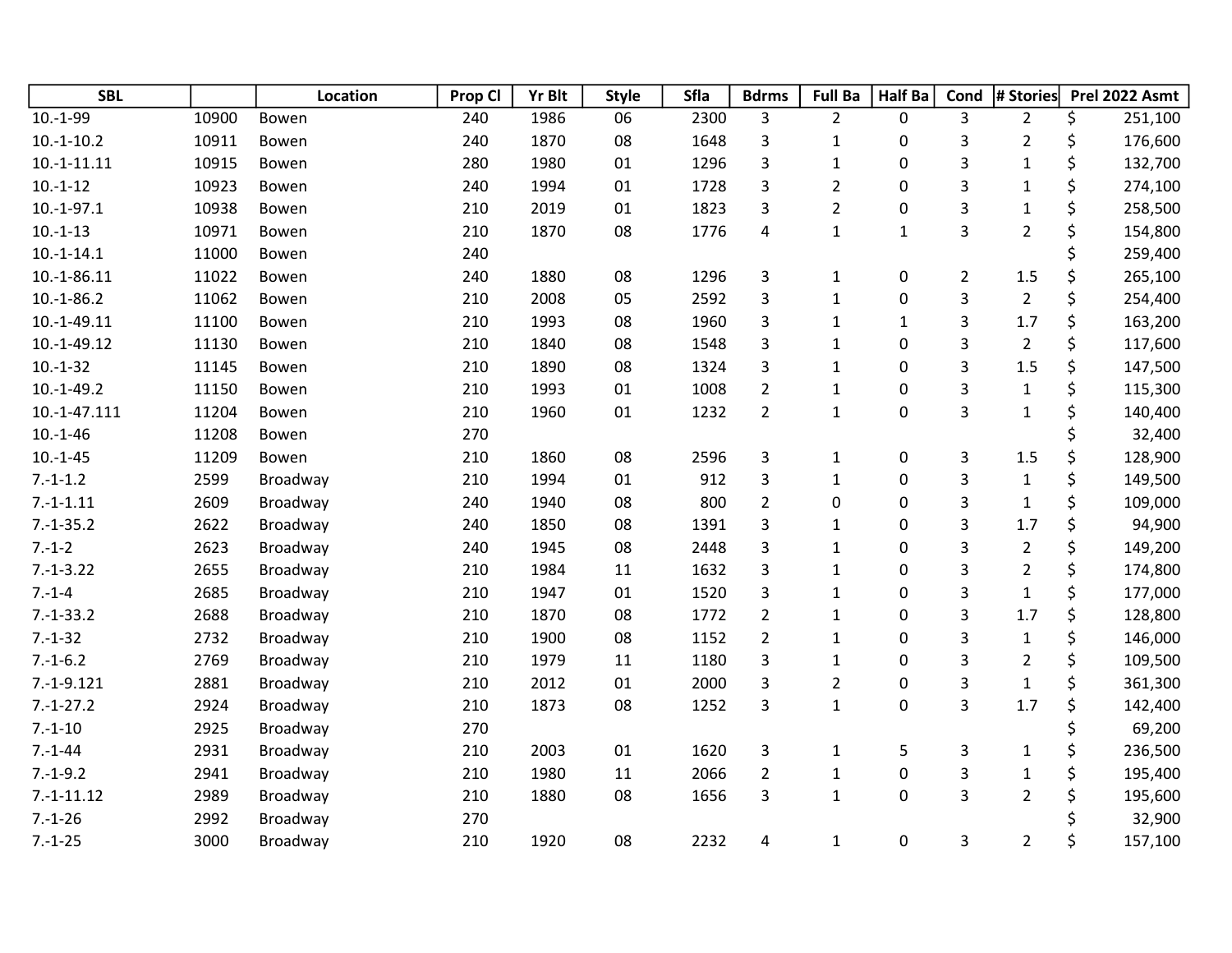| SBL | | Location | Prop Cl | Yr Blt | Style | Sfla | Bdrms | Full Ba | Half Ba | Cond | # Stories | Prel 2022 Asmt |
|---|---|---|---|---|---|---|---|---|---|---|---|---|
| 10.-1-99 | 10900 | Bowen | 240 | 1986 | 06 | 2300 | 3 | 2 | 0 | 3 | 2 | $ 251,100 |
| 10.-1-10.2 | 10911 | Bowen | 240 | 1870 | 08 | 1648 | 3 | 1 | 0 | 3 | 2 | $ 176,600 |
| 10.-1-11.11 | 10915 | Bowen | 280 | 1980 | 01 | 1296 | 3 | 1 | 0 | 3 | 1 | $ 132,700 |
| 10.-1-12 | 10923 | Bowen | 240 | 1994 | 01 | 1728 | 3 | 2 | 0 | 3 | 1 | $ 274,100 |
| 10.-1-97.1 | 10938 | Bowen | 210 | 2019 | 01 | 1823 | 3 | 2 | 0 | 3 | 1 | $ 258,500 |
| 10.-1-13 | 10971 | Bowen | 210 | 1870 | 08 | 1776 | 4 | 1 | 1 | 3 | 2 | $ 154,800 |
| 10.-1-14.1 | 11000 | Bowen | 240 | | | | | | | | | $ 259,400 |
| 10.-1-86.11 | 11022 | Bowen | 240 | 1880 | 08 | 1296 | 3 | 1 | 0 | 2 | 1.5 | $ 265,100 |
| 10.-1-86.2 | 11062 | Bowen | 210 | 2008 | 05 | 2592 | 3 | 1 | 0 | 3 | 2 | $ 254,400 |
| 10.-1-49.11 | 11100 | Bowen | 210 | 1993 | 08 | 1960 | 3 | 1 | 1 | 3 | 1.7 | $ 163,200 |
| 10.-1-49.12 | 11130 | Bowen | 210 | 1840 | 08 | 1548 | 3 | 1 | 0 | 3 | 2 | $ 117,600 |
| 10.-1-32 | 11145 | Bowen | 210 | 1890 | 08 | 1324 | 3 | 1 | 0 | 3 | 1.5 | $ 147,500 |
| 10.-1-49.2 | 11150 | Bowen | 210 | 1993 | 01 | 1008 | 2 | 1 | 0 | 3 | 1 | $ 115,300 |
| 10.-1-47.111 | 11204 | Bowen | 210 | 1960 | 01 | 1232 | 2 | 1 | 0 | 3 | 1 | $ 140,400 |
| 10.-1-46 | 11208 | Bowen | 270 | | | | | | | | | $ 32,400 |
| 10.-1-45 | 11209 | Bowen | 210 | 1860 | 08 | 2596 | 3 | 1 | 0 | 3 | 1.5 | $ 128,900 |
| 7.-1-1.2 | 2599 | Broadway | 210 | 1994 | 01 | 912 | 3 | 1 | 0 | 3 | 1 | $ 149,500 |
| 7.-1-1.11 | 2609 | Broadway | 240 | 1940 | 08 | 800 | 2 | 0 | 0 | 3 | 1 | $ 109,000 |
| 7.-1-35.2 | 2622 | Broadway | 240 | 1850 | 08 | 1391 | 3 | 1 | 0 | 3 | 1.7 | $ 94,900 |
| 7.-1-2 | 2623 | Broadway | 240 | 1945 | 08 | 2448 | 3 | 1 | 0 | 3 | 2 | $ 149,200 |
| 7.-1-3.22 | 2655 | Broadway | 210 | 1984 | 11 | 1632 | 3 | 1 | 0 | 3 | 2 | $ 174,800 |
| 7.-1-4 | 2685 | Broadway | 210 | 1947 | 01 | 1520 | 3 | 1 | 0 | 3 | 1 | $ 177,000 |
| 7.-1-33.2 | 2688 | Broadway | 210 | 1870 | 08 | 1772 | 2 | 1 | 0 | 3 | 1.7 | $ 128,800 |
| 7.-1-32 | 2732 | Broadway | 210 | 1900 | 08 | 1152 | 2 | 1 | 0 | 3 | 1 | $ 146,000 |
| 7.-1-6.2 | 2769 | Broadway | 210 | 1979 | 11 | 1180 | 3 | 1 | 0 | 3 | 2 | $ 109,500 |
| 7.-1-9.121 | 2881 | Broadway | 210 | 2012 | 01 | 2000 | 3 | 2 | 0 | 3 | 1 | $ 361,300 |
| 7.-1-27.2 | 2924 | Broadway | 210 | 1873 | 08 | 1252 | 3 | 1 | 0 | 3 | 1.7 | $ 142,400 |
| 7.-1-10 | 2925 | Broadway | 270 | | | | | | | | | $ 69,200 |
| 7.-1-44 | 2931 | Broadway | 210 | 2003 | 01 | 1620 | 3 | 1 | 5 | 3 | 1 | $ 236,500 |
| 7.-1-9.2 | 2941 | Broadway | 210 | 1980 | 11 | 2066 | 2 | 1 | 0 | 3 | 1 | $ 195,400 |
| 7.-1-11.12 | 2989 | Broadway | 210 | 1880 | 08 | 1656 | 3 | 1 | 0 | 3 | 2 | $ 195,600 |
| 7.-1-26 | 2992 | Broadway | 270 | | | | | | | | | $ 32,900 |
| 7.-1-25 | 3000 | Broadway | 210 | 1920 | 08 | 2232 | 4 | 1 | 0 | 3 | 2 | $ 157,100 |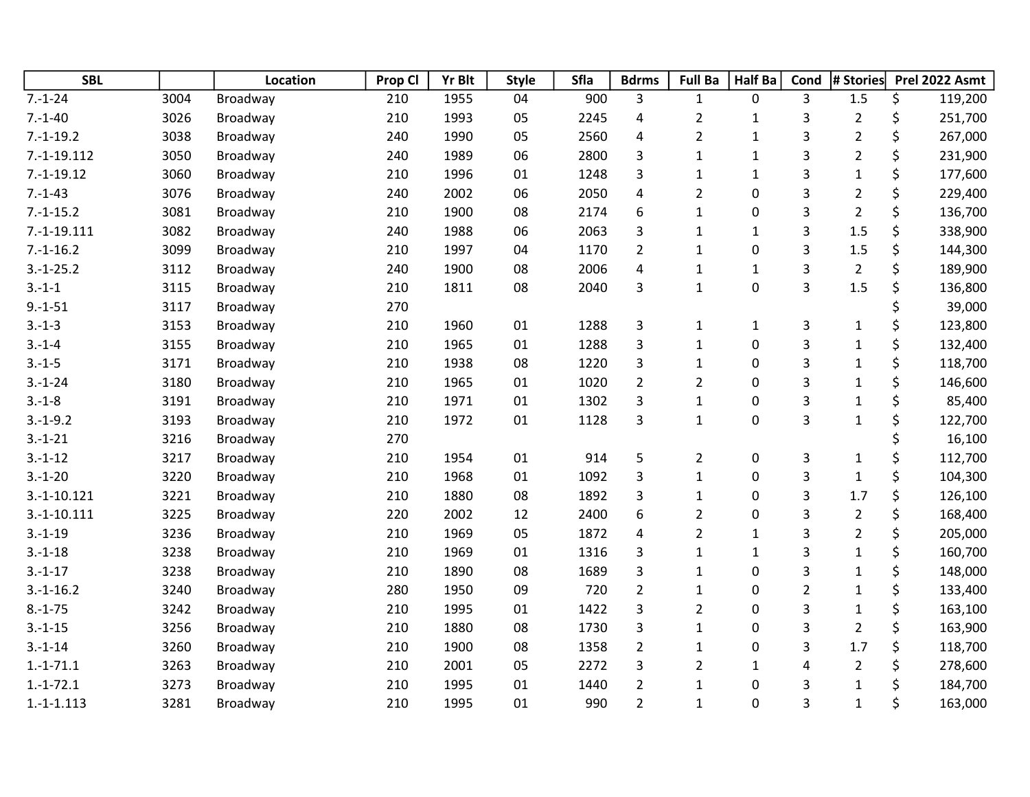| SBL | | Location | Prop Cl | Yr Blt | Style | Sfla | Bdrms | Full Ba | Half Ba | Cond | # Stories | Prel 2022 Asmt |
|---|---|---|---|---|---|---|---|---|---|---|---|---|
| 7.-1-24 | 3004 | Broadway | 210 | 1955 | 04 | 900 | 3 | 1 | 0 | 3 | 1.5 | $ 119,200 |
| 7.-1-40 | 3026 | Broadway | 210 | 1993 | 05 | 2245 | 4 | 2 | 1 | 3 | 2 | $ 251,700 |
| 7.-1-19.2 | 3038 | Broadway | 240 | 1990 | 05 | 2560 | 4 | 2 | 1 | 3 | 2 | $ 267,000 |
| 7.-1-19.112 | 3050 | Broadway | 240 | 1989 | 06 | 2800 | 3 | 1 | 1 | 3 | 2 | $ 231,900 |
| 7.-1-19.12 | 3060 | Broadway | 210 | 1996 | 01 | 1248 | 3 | 1 | 1 | 3 | 1 | $ 177,600 |
| 7.-1-43 | 3076 | Broadway | 240 | 2002 | 06 | 2050 | 4 | 2 | 0 | 3 | 2 | $ 229,400 |
| 7.-1-15.2 | 3081 | Broadway | 210 | 1900 | 08 | 2174 | 6 | 1 | 0 | 3 | 2 | $ 136,700 |
| 7.-1-19.111 | 3082 | Broadway | 240 | 1988 | 06 | 2063 | 3 | 1 | 1 | 3 | 1.5 | $ 338,900 |
| 7.-1-16.2 | 3099 | Broadway | 210 | 1997 | 04 | 1170 | 2 | 1 | 0 | 3 | 1.5 | $ 144,300 |
| 3.-1-25.2 | 3112 | Broadway | 240 | 1900 | 08 | 2006 | 4 | 1 | 1 | 3 | 2 | $ 189,900 |
| 3.-1-1 | 3115 | Broadway | 210 | 1811 | 08 | 2040 | 3 | 1 | 0 | 3 | 1.5 | $ 136,800 |
| 9.-1-51 | 3117 | Broadway | 270 | | | | | | | | | $ 39,000 |
| 3.-1-3 | 3153 | Broadway | 210 | 1960 | 01 | 1288 | 3 | 1 | 1 | 3 | 1 | $ 123,800 |
| 3.-1-4 | 3155 | Broadway | 210 | 1965 | 01 | 1288 | 3 | 1 | 0 | 3 | 1 | $ 132,400 |
| 3.-1-5 | 3171 | Broadway | 210 | 1938 | 08 | 1220 | 3 | 1 | 0 | 3 | 1 | $ 118,700 |
| 3.-1-24 | 3180 | Broadway | 210 | 1965 | 01 | 1020 | 2 | 2 | 0 | 3 | 1 | $ 146,600 |
| 3.-1-8 | 3191 | Broadway | 210 | 1971 | 01 | 1302 | 3 | 1 | 0 | 3 | 1 | $ 85,400 |
| 3.-1-9.2 | 3193 | Broadway | 210 | 1972 | 01 | 1128 | 3 | 1 | 0 | 3 | 1 | $ 122,700 |
| 3.-1-21 | 3216 | Broadway | 270 | | | | | | | | | $ 16,100 |
| 3.-1-12 | 3217 | Broadway | 210 | 1954 | 01 | 914 | 5 | 2 | 0 | 3 | 1 | $ 112,700 |
| 3.-1-20 | 3220 | Broadway | 210 | 1968 | 01 | 1092 | 3 | 1 | 0 | 3 | 1 | $ 104,300 |
| 3.-1-10.121 | 3221 | Broadway | 210 | 1880 | 08 | 1892 | 3 | 1 | 0 | 3 | 1.7 | $ 126,100 |
| 3.-1-10.111 | 3225 | Broadway | 220 | 2002 | 12 | 2400 | 6 | 2 | 0 | 3 | 2 | $ 168,400 |
| 3.-1-19 | 3236 | Broadway | 210 | 1969 | 05 | 1872 | 4 | 2 | 1 | 3 | 2 | $ 205,000 |
| 3.-1-18 | 3238 | Broadway | 210 | 1969 | 01 | 1316 | 3 | 1 | 1 | 3 | 1 | $ 160,700 |
| 3.-1-17 | 3238 | Broadway | 210 | 1890 | 08 | 1689 | 3 | 1 | 0 | 3 | 1 | $ 148,000 |
| 3.-1-16.2 | 3240 | Broadway | 280 | 1950 | 09 | 720 | 2 | 1 | 0 | 2 | 1 | $ 133,400 |
| 8.-1-75 | 3242 | Broadway | 210 | 1995 | 01 | 1422 | 3 | 2 | 0 | 3 | 1 | $ 163,100 |
| 3.-1-15 | 3256 | Broadway | 210 | 1880 | 08 | 1730 | 3 | 1 | 0 | 3 | 2 | $ 163,900 |
| 3.-1-14 | 3260 | Broadway | 210 | 1900 | 08 | 1358 | 2 | 1 | 0 | 3 | 1.7 | $ 118,700 |
| 1.-1-71.1 | 3263 | Broadway | 210 | 2001 | 05 | 2272 | 3 | 2 | 1 | 4 | 2 | $ 278,600 |
| 1.-1-72.1 | 3273 | Broadway | 210 | 1995 | 01 | 1440 | 2 | 1 | 0 | 3 | 1 | $ 184,700 |
| 1.-1-1.113 | 3281 | Broadway | 210 | 1995 | 01 | 990 | 2 | 1 | 0 | 3 | 1 | $ 163,000 |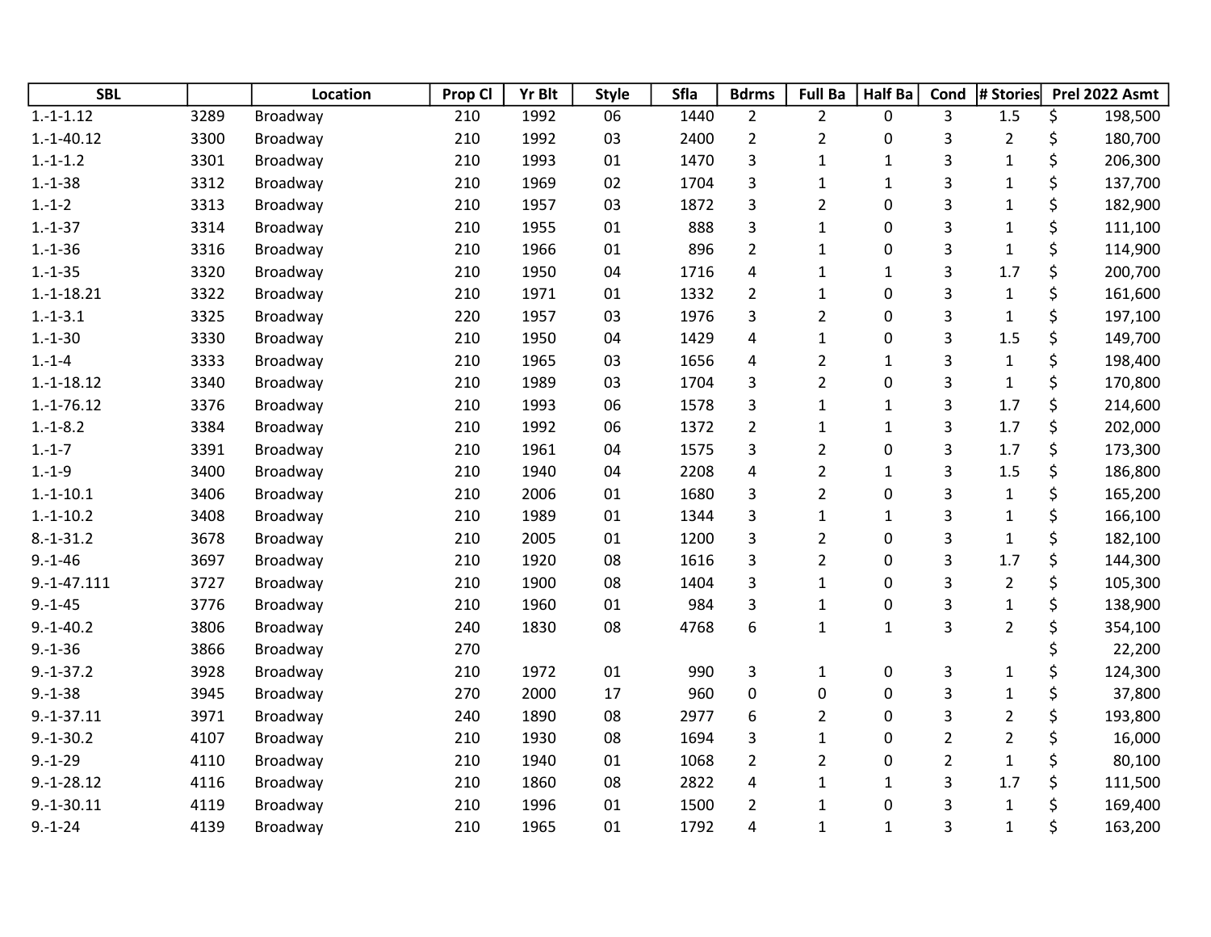| SBL | | Location | Prop Cl | Yr Blt | Style | Sfla | Bdrms | Full Ba | Half Ba | Cond | # Stories | Prel 2022 Asmt |
|---|---|---|---|---|---|---|---|---|---|---|---|---|
| 1.-1-1.12 | 3289 | Broadway | 210 | 1992 | 06 | 1440 | 2 | 2 | 0 | 3 | 1.5 | $ 198,500 |
| 1.-1-40.12 | 3300 | Broadway | 210 | 1992 | 03 | 2400 | 2 | 2 | 0 | 3 | 2 | $ 180,700 |
| 1.-1-1.2 | 3301 | Broadway | 210 | 1993 | 01 | 1470 | 3 | 1 | 1 | 3 | 1 | $ 206,300 |
| 1.-1-38 | 3312 | Broadway | 210 | 1969 | 02 | 1704 | 3 | 1 | 1 | 3 | 1 | $ 137,700 |
| 1.-1-2 | 3313 | Broadway | 210 | 1957 | 03 | 1872 | 3 | 2 | 0 | 3 | 1 | $ 182,900 |
| 1.-1-37 | 3314 | Broadway | 210 | 1955 | 01 | 888 | 3 | 1 | 0 | 3 | 1 | $ 111,100 |
| 1.-1-36 | 3316 | Broadway | 210 | 1966 | 01 | 896 | 2 | 1 | 0 | 3 | 1 | $ 114,900 |
| 1.-1-35 | 3320 | Broadway | 210 | 1950 | 04 | 1716 | 4 | 1 | 1 | 3 | 1.7 | $ 200,700 |
| 1.-1-18.21 | 3322 | Broadway | 210 | 1971 | 01 | 1332 | 2 | 1 | 0 | 3 | 1 | $ 161,600 |
| 1.-1-3.1 | 3325 | Broadway | 220 | 1957 | 03 | 1976 | 3 | 2 | 0 | 3 | 1 | $ 197,100 |
| 1.-1-30 | 3330 | Broadway | 210 | 1950 | 04 | 1429 | 4 | 1 | 0 | 3 | 1.5 | $ 149,700 |
| 1.-1-4 | 3333 | Broadway | 210 | 1965 | 03 | 1656 | 4 | 2 | 1 | 3 | 1 | $ 198,400 |
| 1.-1-18.12 | 3340 | Broadway | 210 | 1989 | 03 | 1704 | 3 | 2 | 0 | 3 | 1 | $ 170,800 |
| 1.-1-76.12 | 3376 | Broadway | 210 | 1993 | 06 | 1578 | 3 | 1 | 1 | 3 | 1.7 | $ 214,600 |
| 1.-1-8.2 | 3384 | Broadway | 210 | 1992 | 06 | 1372 | 2 | 1 | 1 | 3 | 1.7 | $ 202,000 |
| 1.-1-7 | 3391 | Broadway | 210 | 1961 | 04 | 1575 | 3 | 2 | 0 | 3 | 1.7 | $ 173,300 |
| 1.-1-9 | 3400 | Broadway | 210 | 1940 | 04 | 2208 | 4 | 2 | 1 | 3 | 1.5 | $ 186,800 |
| 1.-1-10.1 | 3406 | Broadway | 210 | 2006 | 01 | 1680 | 3 | 2 | 0 | 3 | 1 | $ 165,200 |
| 1.-1-10.2 | 3408 | Broadway | 210 | 1989 | 01 | 1344 | 3 | 1 | 1 | 3 | 1 | $ 166,100 |
| 8.-1-31.2 | 3678 | Broadway | 210 | 2005 | 01 | 1200 | 3 | 2 | 0 | 3 | 1 | $ 182,100 |
| 9.-1-46 | 3697 | Broadway | 210 | 1920 | 08 | 1616 | 3 | 2 | 0 | 3 | 1.7 | $ 144,300 |
| 9.-1-47.111 | 3727 | Broadway | 210 | 1900 | 08 | 1404 | 3 | 1 | 0 | 3 | 2 | $ 105,300 |
| 9.-1-45 | 3776 | Broadway | 210 | 1960 | 01 | 984 | 3 | 1 | 0 | 3 | 1 | $ 138,900 |
| 9.-1-40.2 | 3806 | Broadway | 240 | 1830 | 08 | 4768 | 6 | 1 | 1 | 3 | 2 | $ 354,100 |
| 9.-1-36 | 3866 | Broadway | 270 | | | | | | | | | $ 22,200 |
| 9.-1-37.2 | 3928 | Broadway | 210 | 1972 | 01 | 990 | 3 | 1 | 0 | 3 | 1 | $ 124,300 |
| 9.-1-38 | 3945 | Broadway | 270 | 2000 | 17 | 960 | 0 | 0 | 0 | 3 | 1 | $ 37,800 |
| 9.-1-37.11 | 3971 | Broadway | 240 | 1890 | 08 | 2977 | 6 | 2 | 0 | 3 | 2 | $ 193,800 |
| 9.-1-30.2 | 4107 | Broadway | 210 | 1930 | 08 | 1694 | 3 | 1 | 0 | 2 | 2 | $ 16,000 |
| 9.-1-29 | 4110 | Broadway | 210 | 1940 | 01 | 1068 | 2 | 2 | 0 | 2 | 1 | $ 80,100 |
| 9.-1-28.12 | 4116 | Broadway | 210 | 1860 | 08 | 2822 | 4 | 1 | 1 | 3 | 1.7 | $ 111,500 |
| 9.-1-30.11 | 4119 | Broadway | 210 | 1996 | 01 | 1500 | 2 | 1 | 0 | 3 | 1 | $ 169,400 |
| 9.-1-24 | 4139 | Broadway | 210 | 1965 | 01 | 1792 | 4 | 1 | 1 | 3 | 1 | $ 163,200 |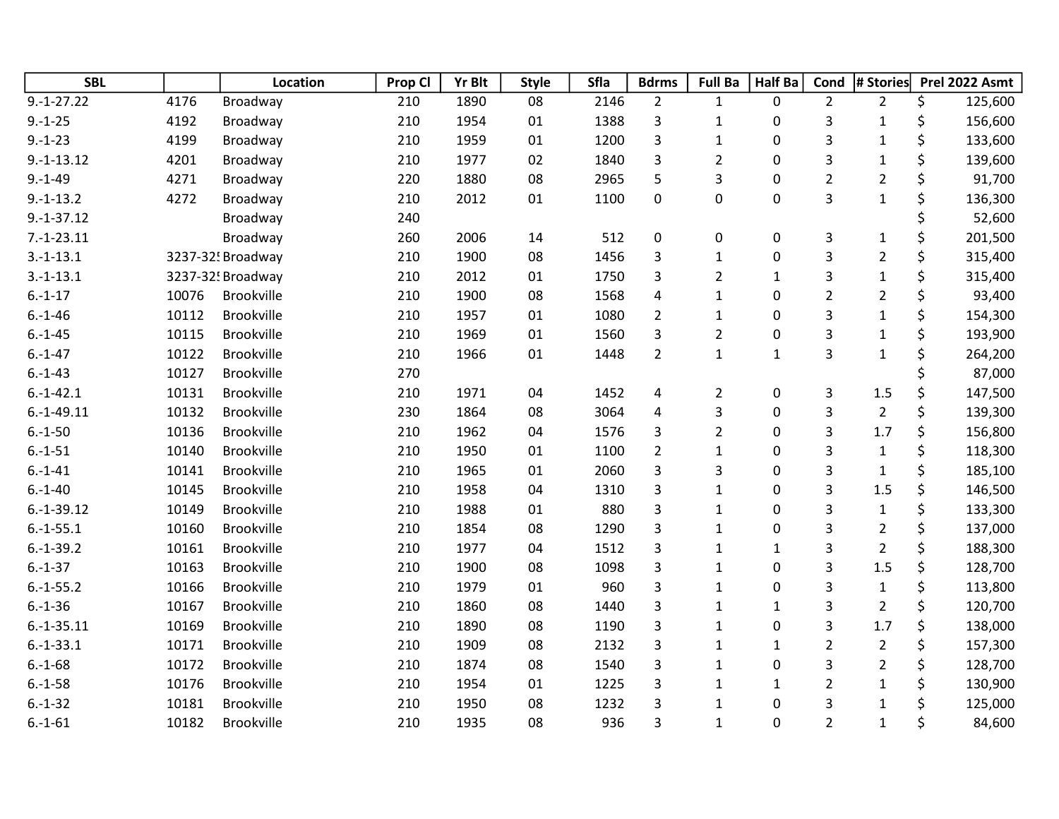| SBL | | Location | Prop Cl | Yr Blt | Style | Sfla | Bdrms | Full Ba | Half Ba | Cond | # Stories | Prel 2022 Asmt |
|---|---|---|---|---|---|---|---|---|---|---|---|---|
| 9.-1-27.22 | 4176 | Broadway | 210 | 1890 | 08 | 2146 | 2 | 1 | 0 | 2 | 2 | $ 125,600 |
| 9.-1-25 | 4192 | Broadway | 210 | 1954 | 01 | 1388 | 3 | 1 | 0 | 3 | 1 | $ 156,600 |
| 9.-1-23 | 4199 | Broadway | 210 | 1959 | 01 | 1200 | 3 | 1 | 0 | 3 | 1 | $ 133,600 |
| 9.-1-13.12 | 4201 | Broadway | 210 | 1977 | 02 | 1840 | 3 | 2 | 0 | 3 | 1 | $ 139,600 |
| 9.-1-49 | 4271 | Broadway | 220 | 1880 | 08 | 2965 | 5 | 3 | 0 | 2 | 2 | $ 91,700 |
| 9.-1-13.2 | 4272 | Broadway | 210 | 2012 | 01 | 1100 | 0 | 0 | 0 | 3 | 1 | $ 136,300 |
| 9.-1-37.12 | | Broadway | 240 | | | | | | | | | $ 52,600 |
| 7.-1-23.11 | | Broadway | 260 | 2006 | 14 | 512 | 0 | 0 | 0 | 3 | 1 | $ 201,500 |
| 3.-1-13.1 | 3237-325 | Broadway | 210 | 1900 | 08 | 1456 | 3 | 1 | 0 | 3 | 2 | $ 315,400 |
| 3.-1-13.1 | 3237-325 | Broadway | 210 | 2012 | 01 | 1750 | 3 | 2 | 1 | 3 | 1 | $ 315,400 |
| 6.-1-17 | 10076 | Brookville | 210 | 1900 | 08 | 1568 | 4 | 1 | 0 | 2 | 2 | $ 93,400 |
| 6.-1-46 | 10112 | Brookville | 210 | 1957 | 01 | 1080 | 2 | 1 | 0 | 3 | 1 | $ 154,300 |
| 6.-1-45 | 10115 | Brookville | 210 | 1969 | 01 | 1560 | 3 | 2 | 0 | 3 | 1 | $ 193,900 |
| 6.-1-47 | 10122 | Brookville | 210 | 1966 | 01 | 1448 | 2 | 1 | 1 | 3 | 1 | $ 264,200 |
| 6.-1-43 | 10127 | Brookville | 270 | | | | | | | | | $ 87,000 |
| 6.-1-42.1 | 10131 | Brookville | 210 | 1971 | 04 | 1452 | 4 | 2 | 0 | 3 | 1.5 | $ 147,500 |
| 6.-1-49.11 | 10132 | Brookville | 230 | 1864 | 08 | 3064 | 4 | 3 | 0 | 3 | 2 | $ 139,300 |
| 6.-1-50 | 10136 | Brookville | 210 | 1962 | 04 | 1576 | 3 | 2 | 0 | 3 | 1.7 | $ 156,800 |
| 6.-1-51 | 10140 | Brookville | 210 | 1950 | 01 | 1100 | 2 | 1 | 0 | 3 | 1 | $ 118,300 |
| 6.-1-41 | 10141 | Brookville | 210 | 1965 | 01 | 2060 | 3 | 3 | 0 | 3 | 1 | $ 185,100 |
| 6.-1-40 | 10145 | Brookville | 210 | 1958 | 04 | 1310 | 3 | 1 | 0 | 3 | 1.5 | $ 146,500 |
| 6.-1-39.12 | 10149 | Brookville | 210 | 1988 | 01 | 880 | 3 | 1 | 0 | 3 | 1 | $ 133,300 |
| 6.-1-55.1 | 10160 | Brookville | 210 | 1854 | 08 | 1290 | 3 | 1 | 0 | 3 | 2 | $ 137,000 |
| 6.-1-39.2 | 10161 | Brookville | 210 | 1977 | 04 | 1512 | 3 | 1 | 1 | 3 | 2 | $ 188,300 |
| 6.-1-37 | 10163 | Brookville | 210 | 1900 | 08 | 1098 | 3 | 1 | 0 | 3 | 1.5 | $ 128,700 |
| 6.-1-55.2 | 10166 | Brookville | 210 | 1979 | 01 | 960 | 3 | 1 | 0 | 3 | 1 | $ 113,800 |
| 6.-1-36 | 10167 | Brookville | 210 | 1860 | 08 | 1440 | 3 | 1 | 1 | 3 | 2 | $ 120,700 |
| 6.-1-35.11 | 10169 | Brookville | 210 | 1890 | 08 | 1190 | 3 | 1 | 0 | 3 | 1.7 | $ 138,000 |
| 6.-1-33.1 | 10171 | Brookville | 210 | 1909 | 08 | 2132 | 3 | 1 | 1 | 2 | 2 | $ 157,300 |
| 6.-1-68 | 10172 | Brookville | 210 | 1874 | 08 | 1540 | 3 | 1 | 0 | 3 | 2 | $ 128,700 |
| 6.-1-58 | 10176 | Brookville | 210 | 1954 | 01 | 1225 | 3 | 1 | 1 | 2 | 1 | $ 130,900 |
| 6.-1-32 | 10181 | Brookville | 210 | 1950 | 08 | 1232 | 3 | 1 | 0 | 3 | 1 | $ 125,000 |
| 6.-1-61 | 10182 | Brookville | 210 | 1935 | 08 | 936 | 3 | 1 | 0 | 2 | 1 | $ 84,600 |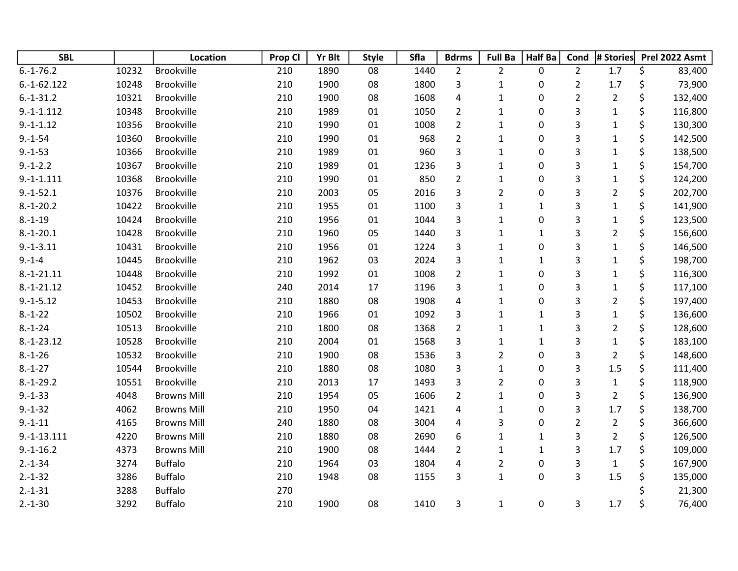| SBL | | Location | Prop Cl | Yr Blt | Style | Sfla | Bdrms | Full Ba | Half Ba | Cond | # Stories | Prel 2022 Asmt |
|---|---|---|---|---|---|---|---|---|---|---|---|---|
| 6.-1-76.2 | 10232 | Brookville | 210 | 1890 | 08 | 1440 | 2 | 2 | 0 | 2 | 1.7 | $ 83,400 |
| 6.-1-62.122 | 10248 | Brookville | 210 | 1900 | 08 | 1800 | 3 | 1 | 0 | 2 | 1.7 | $ 73,900 |
| 6.-1-31.2 | 10321 | Brookville | 210 | 1900 | 08 | 1608 | 4 | 1 | 0 | 2 | 2 | $ 132,400 |
| 9.-1-1.112 | 10348 | Brookville | 210 | 1989 | 01 | 1050 | 2 | 1 | 0 | 3 | 1 | $ 116,800 |
| 9.-1-1.12 | 10356 | Brookville | 210 | 1990 | 01 | 1008 | 2 | 1 | 0 | 3 | 1 | $ 130,300 |
| 9.-1-54 | 10360 | Brookville | 210 | 1990 | 01 | 968 | 2 | 1 | 0 | 3 | 1 | $ 142,500 |
| 9.-1-53 | 10366 | Brookville | 210 | 1989 | 01 | 960 | 3 | 1 | 0 | 3 | 1 | $ 138,500 |
| 9.-1-2.2 | 10367 | Brookville | 210 | 1989 | 01 | 1236 | 3 | 1 | 0 | 3 | 1 | $ 154,700 |
| 9.-1-1.111 | 10368 | Brookville | 210 | 1990 | 01 | 850 | 2 | 1 | 0 | 3 | 1 | $ 124,200 |
| 9.-1-52.1 | 10376 | Brookville | 210 | 2003 | 05 | 2016 | 3 | 2 | 0 | 3 | 2 | $ 202,700 |
| 8.-1-20.2 | 10422 | Brookville | 210 | 1955 | 01 | 1100 | 3 | 1 | 1 | 3 | 1 | $ 141,900 |
| 8.-1-19 | 10424 | Brookville | 210 | 1956 | 01 | 1044 | 3 | 1 | 0 | 3 | 1 | $ 123,500 |
| 8.-1-20.1 | 10428 | Brookville | 210 | 1960 | 05 | 1440 | 3 | 1 | 1 | 3 | 2 | $ 156,600 |
| 9.-1-3.11 | 10431 | Brookville | 210 | 1956 | 01 | 1224 | 3 | 1 | 0 | 3 | 1 | $ 146,500 |
| 9.-1-4 | 10445 | Brookville | 210 | 1962 | 03 | 2024 | 3 | 1 | 1 | 3 | 1 | $ 198,700 |
| 8.-1-21.11 | 10448 | Brookville | 210 | 1992 | 01 | 1008 | 2 | 1 | 0 | 3 | 1 | $ 116,300 |
| 8.-1-21.12 | 10452 | Brookville | 240 | 2014 | 17 | 1196 | 3 | 1 | 0 | 3 | 1 | $ 117,100 |
| 9.-1-5.12 | 10453 | Brookville | 210 | 1880 | 08 | 1908 | 4 | 1 | 0 | 3 | 2 | $ 197,400 |
| 8.-1-22 | 10502 | Brookville | 210 | 1966 | 01 | 1092 | 3 | 1 | 1 | 3 | 1 | $ 136,600 |
| 8.-1-24 | 10513 | Brookville | 210 | 1800 | 08 | 1368 | 2 | 1 | 1 | 3 | 2 | $ 128,600 |
| 8.-1-23.12 | 10528 | Brookville | 210 | 2004 | 01 | 1568 | 3 | 1 | 1 | 3 | 1 | $ 183,100 |
| 8.-1-26 | 10532 | Brookville | 210 | 1900 | 08 | 1536 | 3 | 2 | 0 | 3 | 2 | $ 148,600 |
| 8.-1-27 | 10544 | Brookville | 210 | 1880 | 08 | 1080 | 3 | 1 | 0 | 3 | 1.5 | $ 111,400 |
| 8.-1-29.2 | 10551 | Brookville | 210 | 2013 | 17 | 1493 | 3 | 2 | 0 | 3 | 1 | $ 118,900 |
| 9.-1-33 | 4048 | Browns Mill | 210 | 1954 | 05 | 1606 | 2 | 1 | 0 | 3 | 2 | $ 136,900 |
| 9.-1-32 | 4062 | Browns Mill | 210 | 1950 | 04 | 1421 | 4 | 1 | 0 | 3 | 1.7 | $ 138,700 |
| 9.-1-11 | 4165 | Browns Mill | 240 | 1880 | 08 | 3004 | 4 | 3 | 0 | 2 | 2 | $ 366,600 |
| 9.-1-13.111 | 4220 | Browns Mill | 210 | 1880 | 08 | 2690 | 6 | 1 | 1 | 3 | 2 | $ 126,500 |
| 9.-1-16.2 | 4373 | Browns Mill | 210 | 1900 | 08 | 1444 | 2 | 1 | 1 | 3 | 1.7 | $ 109,000 |
| 2.-1-34 | 3274 | Buffalo | 210 | 1964 | 03 | 1804 | 4 | 2 | 0 | 3 | 1 | $ 167,900 |
| 2.-1-32 | 3286 | Buffalo | 210 | 1948 | 08 | 1155 | 3 | 1 | 0 | 3 | 1.5 | $ 135,000 |
| 2.-1-31 | 3288 | Buffalo | 270 | | | | | | | | | $ 21,300 |
| 2.-1-30 | 3292 | Buffalo | 210 | 1900 | 08 | 1410 | 3 | 1 | 0 | 3 | 1.7 | $ 76,400 |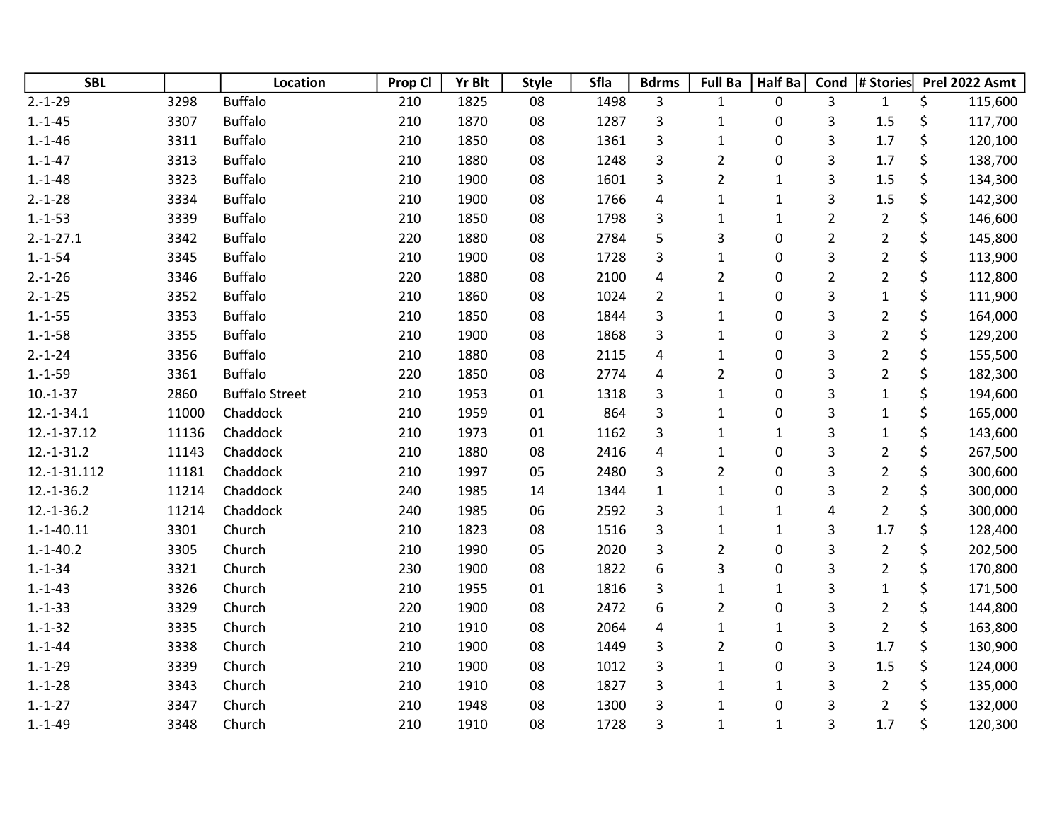| SBL | | Location | Prop Cl | Yr Blt | Style | Sfla | Bdrms | Full Ba | Half Ba | Cond | # Stories | Prel 2022 Asmt |
|---|---|---|---|---|---|---|---|---|---|---|---|---|
| 2.-1-29 | 3298 | Buffalo | 210 | 1825 | 08 | 1498 | 3 | 1 | 0 | 3 | 1 | $ 115,600 |
| 1.-1-45 | 3307 | Buffalo | 210 | 1870 | 08 | 1287 | 3 | 1 | 0 | 3 | 1.5 | $ 117,700 |
| 1.-1-46 | 3311 | Buffalo | 210 | 1850 | 08 | 1361 | 3 | 1 | 0 | 3 | 1.7 | $ 120,100 |
| 1.-1-47 | 3313 | Buffalo | 210 | 1880 | 08 | 1248 | 3 | 2 | 0 | 3 | 1.7 | $ 138,700 |
| 1.-1-48 | 3323 | Buffalo | 210 | 1900 | 08 | 1601 | 3 | 2 | 1 | 3 | 1.5 | $ 134,300 |
| 2.-1-28 | 3334 | Buffalo | 210 | 1900 | 08 | 1766 | 4 | 1 | 1 | 3 | 1.5 | $ 142,300 |
| 1.-1-53 | 3339 | Buffalo | 210 | 1850 | 08 | 1798 | 3 | 1 | 1 | 2 | 2 | $ 146,600 |
| 2.-1-27.1 | 3342 | Buffalo | 220 | 1880 | 08 | 2784 | 5 | 3 | 0 | 2 | 2 | $ 145,800 |
| 1.-1-54 | 3345 | Buffalo | 210 | 1900 | 08 | 1728 | 3 | 1 | 0 | 3 | 2 | $ 113,900 |
| 2.-1-26 | 3346 | Buffalo | 220 | 1880 | 08 | 2100 | 4 | 2 | 0 | 2 | 2 | $ 112,800 |
| 2.-1-25 | 3352 | Buffalo | 210 | 1860 | 08 | 1024 | 2 | 1 | 0 | 3 | 1 | $ 111,900 |
| 1.-1-55 | 3353 | Buffalo | 210 | 1850 | 08 | 1844 | 3 | 1 | 0 | 3 | 2 | $ 164,000 |
| 1.-1-58 | 3355 | Buffalo | 210 | 1900 | 08 | 1868 | 3 | 1 | 0 | 3 | 2 | $ 129,200 |
| 2.-1-24 | 3356 | Buffalo | 210 | 1880 | 08 | 2115 | 4 | 1 | 0 | 3 | 2 | $ 155,500 |
| 1.-1-59 | 3361 | Buffalo | 220 | 1850 | 08 | 2774 | 4 | 2 | 0 | 3 | 2 | $ 182,300 |
| 10.-1-37 | 2860 | Buffalo Street | 210 | 1953 | 01 | 1318 | 3 | 1 | 0 | 3 | 1 | $ 194,600 |
| 12.-1-34.1 | 11000 | Chaddock | 210 | 1959 | 01 | 864 | 3 | 1 | 0 | 3 | 1 | $ 165,000 |
| 12.-1-37.12 | 11136 | Chaddock | 210 | 1973 | 01 | 1162 | 3 | 1 | 1 | 3 | 1 | $ 143,600 |
| 12.-1-31.2 | 11143 | Chaddock | 210 | 1880 | 08 | 2416 | 4 | 1 | 0 | 3 | 2 | $ 267,500 |
| 12.-1-31.112 | 11181 | Chaddock | 210 | 1997 | 05 | 2480 | 3 | 2 | 0 | 3 | 2 | $ 300,600 |
| 12.-1-36.2 | 11214 | Chaddock | 240 | 1985 | 14 | 1344 | 1 | 1 | 0 | 3 | 2 | $ 300,000 |
| 12.-1-36.2 | 11214 | Chaddock | 240 | 1985 | 06 | 2592 | 3 | 1 | 1 | 4 | 2 | $ 300,000 |
| 1.-1-40.11 | 3301 | Church | 210 | 1823 | 08 | 1516 | 3 | 1 | 1 | 3 | 1.7 | $ 128,400 |
| 1.-1-40.2 | 3305 | Church | 210 | 1990 | 05 | 2020 | 3 | 2 | 0 | 3 | 2 | $ 202,500 |
| 1.-1-34 | 3321 | Church | 230 | 1900 | 08 | 1822 | 6 | 3 | 0 | 3 | 2 | $ 170,800 |
| 1.-1-43 | 3326 | Church | 210 | 1955 | 01 | 1816 | 3 | 1 | 1 | 3 | 1 | $ 171,500 |
| 1.-1-33 | 3329 | Church | 220 | 1900 | 08 | 2472 | 6 | 2 | 0 | 3 | 2 | $ 144,800 |
| 1.-1-32 | 3335 | Church | 210 | 1910 | 08 | 2064 | 4 | 1 | 1 | 3 | 2 | $ 163,800 |
| 1.-1-44 | 3338 | Church | 210 | 1900 | 08 | 1449 | 3 | 2 | 0 | 3 | 1.7 | $ 130,900 |
| 1.-1-29 | 3339 | Church | 210 | 1900 | 08 | 1012 | 3 | 1 | 0 | 3 | 1.5 | $ 124,000 |
| 1.-1-28 | 3343 | Church | 210 | 1910 | 08 | 1827 | 3 | 1 | 1 | 3 | 2 | $ 135,000 |
| 1.-1-27 | 3347 | Church | 210 | 1948 | 08 | 1300 | 3 | 1 | 0 | 3 | 2 | $ 132,000 |
| 1.-1-49 | 3348 | Church | 210 | 1910 | 08 | 1728 | 3 | 1 | 1 | 3 | 1.7 | $ 120,300 |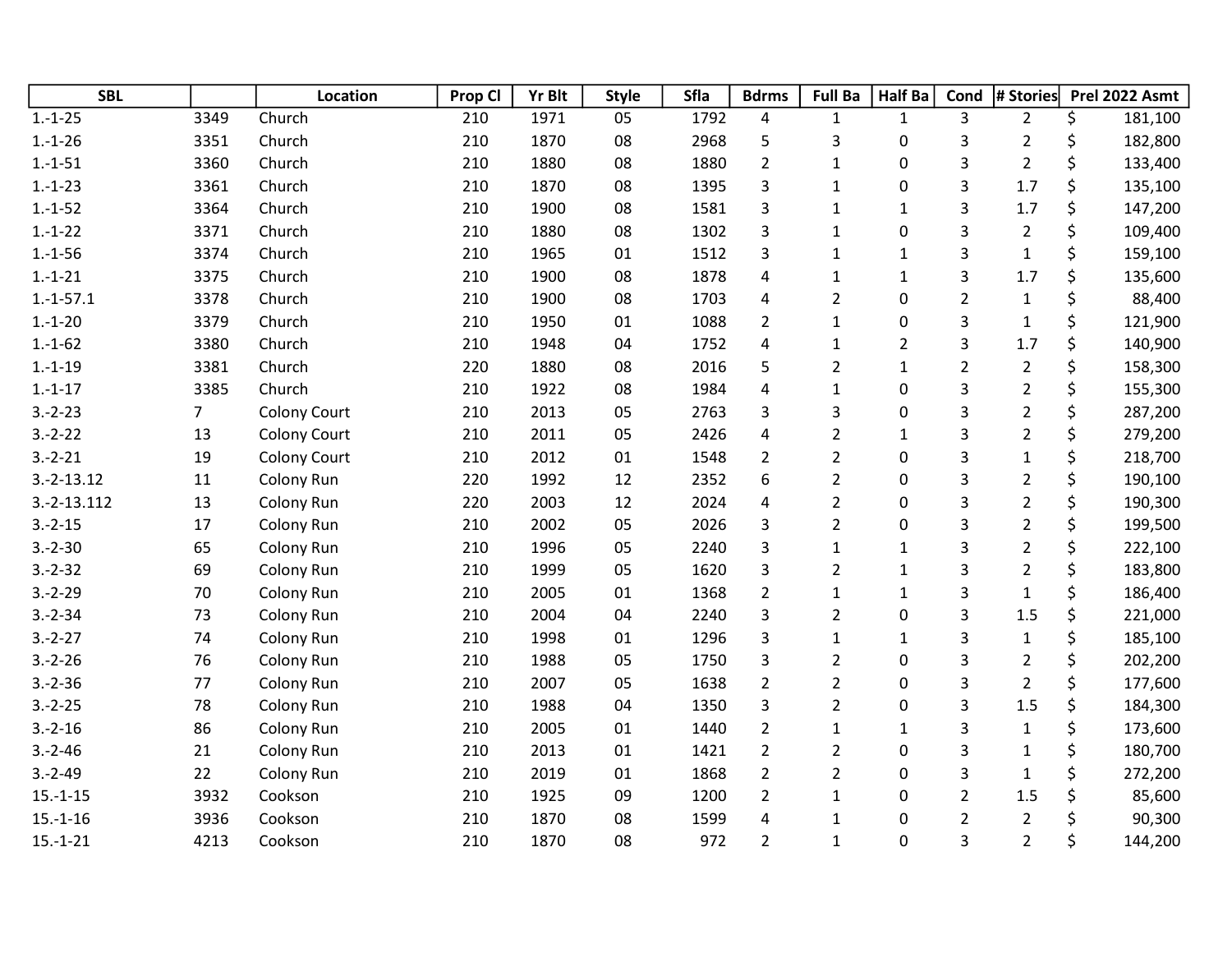| SBL | | Location | Prop Cl | Yr Blt | Style | Sfla | Bdrms | Full Ba | Half Ba | Cond | # Stories | Prel 2022 Asmt |
|---|---|---|---|---|---|---|---|---|---|---|---|---|
| 1.-1-25 | 3349 | Church | 210 | 1971 | 05 | 1792 | 4 | 1 | 1 | 3 | 2 | $ 181,100 |
| 1.-1-26 | 3351 | Church | 210 | 1870 | 08 | 2968 | 5 | 3 | 0 | 3 | 2 | $ 182,800 |
| 1.-1-51 | 3360 | Church | 210 | 1880 | 08 | 1880 | 2 | 1 | 0 | 3 | 2 | $ 133,400 |
| 1.-1-23 | 3361 | Church | 210 | 1870 | 08 | 1395 | 3 | 1 | 0 | 3 | 1.7 | $ 135,100 |
| 1.-1-52 | 3364 | Church | 210 | 1900 | 08 | 1581 | 3 | 1 | 1 | 3 | 1.7 | $ 147,200 |
| 1.-1-22 | 3371 | Church | 210 | 1880 | 08 | 1302 | 3 | 1 | 0 | 3 | 2 | $ 109,400 |
| 1.-1-56 | 3374 | Church | 210 | 1965 | 01 | 1512 | 3 | 1 | 1 | 3 | 1 | $ 159,100 |
| 1.-1-21 | 3375 | Church | 210 | 1900 | 08 | 1878 | 4 | 1 | 1 | 3 | 1.7 | $ 135,600 |
| 1.-1-57.1 | 3378 | Church | 210 | 1900 | 08 | 1703 | 4 | 2 | 0 | 2 | 1 | $ 88,400 |
| 1.-1-20 | 3379 | Church | 210 | 1950 | 01 | 1088 | 2 | 1 | 0 | 3 | 1 | $ 121,900 |
| 1.-1-62 | 3380 | Church | 210 | 1948 | 04 | 1752 | 4 | 1 | 2 | 3 | 1.7 | $ 140,900 |
| 1.-1-19 | 3381 | Church | 220 | 1880 | 08 | 2016 | 5 | 2 | 1 | 2 | 2 | $ 158,300 |
| 1.-1-17 | 3385 | Church | 210 | 1922 | 08 | 1984 | 4 | 1 | 0 | 3 | 2 | $ 155,300 |
| 3.-2-23 | 7 | Colony Court | 210 | 2013 | 05 | 2763 | 3 | 3 | 0 | 3 | 2 | $ 287,200 |
| 3.-2-22 | 13 | Colony Court | 210 | 2011 | 05 | 2426 | 4 | 2 | 1 | 3 | 2 | $ 279,200 |
| 3.-2-21 | 19 | Colony Court | 210 | 2012 | 01 | 1548 | 2 | 2 | 0 | 3 | 1 | $ 218,700 |
| 3.-2-13.12 | 11 | Colony Run | 220 | 1992 | 12 | 2352 | 6 | 2 | 0 | 3 | 2 | $ 190,100 |
| 3.-2-13.112 | 13 | Colony Run | 220 | 2003 | 12 | 2024 | 4 | 2 | 0 | 3 | 2 | $ 190,300 |
| 3.-2-15 | 17 | Colony Run | 210 | 2002 | 05 | 2026 | 3 | 2 | 0 | 3 | 2 | $ 199,500 |
| 3.-2-30 | 65 | Colony Run | 210 | 1996 | 05 | 2240 | 3 | 1 | 1 | 3 | 2 | $ 222,100 |
| 3.-2-32 | 69 | Colony Run | 210 | 1999 | 05 | 1620 | 3 | 2 | 1 | 3 | 2 | $ 183,800 |
| 3.-2-29 | 70 | Colony Run | 210 | 2005 | 01 | 1368 | 2 | 1 | 1 | 3 | 1 | $ 186,400 |
| 3.-2-34 | 73 | Colony Run | 210 | 2004 | 04 | 2240 | 3 | 2 | 0 | 3 | 1.5 | $ 221,000 |
| 3.-2-27 | 74 | Colony Run | 210 | 1998 | 01 | 1296 | 3 | 1 | 1 | 3 | 1 | $ 185,100 |
| 3.-2-26 | 76 | Colony Run | 210 | 1988 | 05 | 1750 | 3 | 2 | 0 | 3 | 2 | $ 202,200 |
| 3.-2-36 | 77 | Colony Run | 210 | 2007 | 05 | 1638 | 2 | 2 | 0 | 3 | 2 | $ 177,600 |
| 3.-2-25 | 78 | Colony Run | 210 | 1988 | 04 | 1350 | 3 | 2 | 0 | 3 | 1.5 | $ 184,300 |
| 3.-2-16 | 86 | Colony Run | 210 | 2005 | 01 | 1440 | 2 | 1 | 1 | 3 | 1 | $ 173,600 |
| 3.-2-46 | 21 | Colony Run | 210 | 2013 | 01 | 1421 | 2 | 2 | 0 | 3 | 1 | $ 180,700 |
| 3.-2-49 | 22 | Colony Run | 210 | 2019 | 01 | 1868 | 2 | 2 | 0 | 3 | 1 | $ 272,200 |
| 15.-1-15 | 3932 | Cookson | 210 | 1925 | 09 | 1200 | 2 | 1 | 0 | 2 | 1.5 | $ 85,600 |
| 15.-1-16 | 3936 | Cookson | 210 | 1870 | 08 | 1599 | 4 | 1 | 0 | 2 | 2 | $ 90,300 |
| 15.-1-21 | 4213 | Cookson | 210 | 1870 | 08 | 972 | 2 | 1 | 0 | 3 | 2 | $ 144,200 |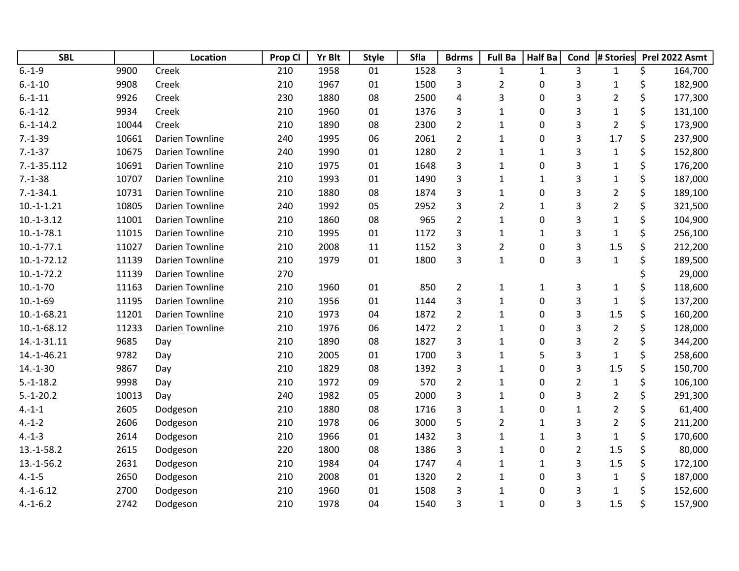| SBL | | Location | Prop Cl | Yr Blt | Style | Sfla | Bdrms | Full Ba | Half Ba | Cond | # Stories | Prel 2022 Asmt |
|---|---|---|---|---|---|---|---|---|---|---|---|---|
| 6.-1-9 | 9900 | Creek | 210 | 1958 | 01 | 1528 | 3 | 1 | 1 | 3 | 1 | $ 164,700 |
| 6.-1-10 | 9908 | Creek | 210 | 1967 | 01 | 1500 | 3 | 2 | 0 | 3 | 1 | $ 182,900 |
| 6.-1-11 | 9926 | Creek | 230 | 1880 | 08 | 2500 | 4 | 3 | 0 | 3 | 2 | $ 177,300 |
| 6.-1-12 | 9934 | Creek | 210 | 1960 | 01 | 1376 | 3 | 1 | 0 | 3 | 1 | $ 131,100 |
| 6.-1-14.2 | 10044 | Creek | 210 | 1890 | 08 | 2300 | 2 | 1 | 0 | 3 | 2 | $ 173,900 |
| 7.-1-39 | 10661 | Darien Townline | 240 | 1995 | 06 | 2061 | 2 | 1 | 0 | 3 | 1.7 | $ 237,900 |
| 7.-1-37 | 10675 | Darien Townline | 240 | 1990 | 01 | 1280 | 2 | 1 | 1 | 3 | 1 | $ 152,800 |
| 7.-1-35.112 | 10691 | Darien Townline | 210 | 1975 | 01 | 1648 | 3 | 1 | 0 | 3 | 1 | $ 176,200 |
| 7.-1-38 | 10707 | Darien Townline | 210 | 1993 | 01 | 1490 | 3 | 1 | 1 | 3 | 1 | $ 187,000 |
| 7.-1-34.1 | 10731 | Darien Townline | 210 | 1880 | 08 | 1874 | 3 | 1 | 0 | 3 | 2 | $ 189,100 |
| 10.-1-1.21 | 10805 | Darien Townline | 240 | 1992 | 05 | 2952 | 3 | 2 | 1 | 3 | 2 | $ 321,500 |
| 10.-1-3.12 | 11001 | Darien Townline | 210 | 1860 | 08 | 965 | 2 | 1 | 0 | 3 | 1 | $ 104,900 |
| 10.-1-78.1 | 11015 | Darien Townline | 210 | 1995 | 01 | 1172 | 3 | 1 | 1 | 3 | 1 | $ 256,100 |
| 10.-1-77.1 | 11027 | Darien Townline | 210 | 2008 | 11 | 1152 | 3 | 2 | 0 | 3 | 1.5 | $ 212,200 |
| 10.-1-72.12 | 11139 | Darien Townline | 210 | 1979 | 01 | 1800 | 3 | 1 | 0 | 3 | 1 | $ 189,500 |
| 10.-1-72.2 | 11139 | Darien Townline | 270 | | | | | | | | | $ 29,000 |
| 10.-1-70 | 11163 | Darien Townline | 210 | 1960 | 01 | 850 | 2 | 1 | 1 | 3 | 1 | $ 118,600 |
| 10.-1-69 | 11195 | Darien Townline | 210 | 1956 | 01 | 1144 | 3 | 1 | 0 | 3 | 1 | $ 137,200 |
| 10.-1-68.21 | 11201 | Darien Townline | 210 | 1973 | 04 | 1872 | 2 | 1 | 0 | 3 | 1.5 | $ 160,200 |
| 10.-1-68.12 | 11233 | Darien Townline | 210 | 1976 | 06 | 1472 | 2 | 1 | 0 | 3 | 2 | $ 128,000 |
| 14.-1-31.11 | 9685 | Day | 210 | 1890 | 08 | 1827 | 3 | 1 | 0 | 3 | 2 | $ 344,200 |
| 14.-1-46.21 | 9782 | Day | 210 | 2005 | 01 | 1700 | 3 | 1 | 5 | 3 | 1 | $ 258,600 |
| 14.-1-30 | 9867 | Day | 210 | 1829 | 08 | 1392 | 3 | 1 | 0 | 3 | 1.5 | $ 150,700 |
| 5.-1-18.2 | 9998 | Day | 210 | 1972 | 09 | 570 | 2 | 1 | 0 | 2 | 1 | $ 106,100 |
| 5.-1-20.2 | 10013 | Day | 240 | 1982 | 05 | 2000 | 3 | 1 | 0 | 3 | 2 | $ 291,300 |
| 4.-1-1 | 2605 | Dodgeson | 210 | 1880 | 08 | 1716 | 3 | 1 | 0 | 1 | 2 | $ 61,400 |
| 4.-1-2 | 2606 | Dodgeson | 210 | 1978 | 06 | 3000 | 5 | 2 | 1 | 3 | 2 | $ 211,200 |
| 4.-1-3 | 2614 | Dodgeson | 210 | 1966 | 01 | 1432 | 3 | 1 | 1 | 3 | 1 | $ 170,600 |
| 13.-1-58.2 | 2615 | Dodgeson | 220 | 1800 | 08 | 1386 | 3 | 1 | 0 | 2 | 1.5 | $ 80,000 |
| 13.-1-56.2 | 2631 | Dodgeson | 210 | 1984 | 04 | 1747 | 4 | 1 | 1 | 3 | 1.5 | $ 172,100 |
| 4.-1-5 | 2650 | Dodgeson | 210 | 2008 | 01 | 1320 | 2 | 1 | 0 | 3 | 1 | $ 187,000 |
| 4.-1-6.12 | 2700 | Dodgeson | 210 | 1960 | 01 | 1508 | 3 | 1 | 0 | 3 | 1 | $ 152,600 |
| 4.-1-6.2 | 2742 | Dodgeson | 210 | 1978 | 04 | 1540 | 3 | 1 | 0 | 3 | 1.5 | $ 157,900 |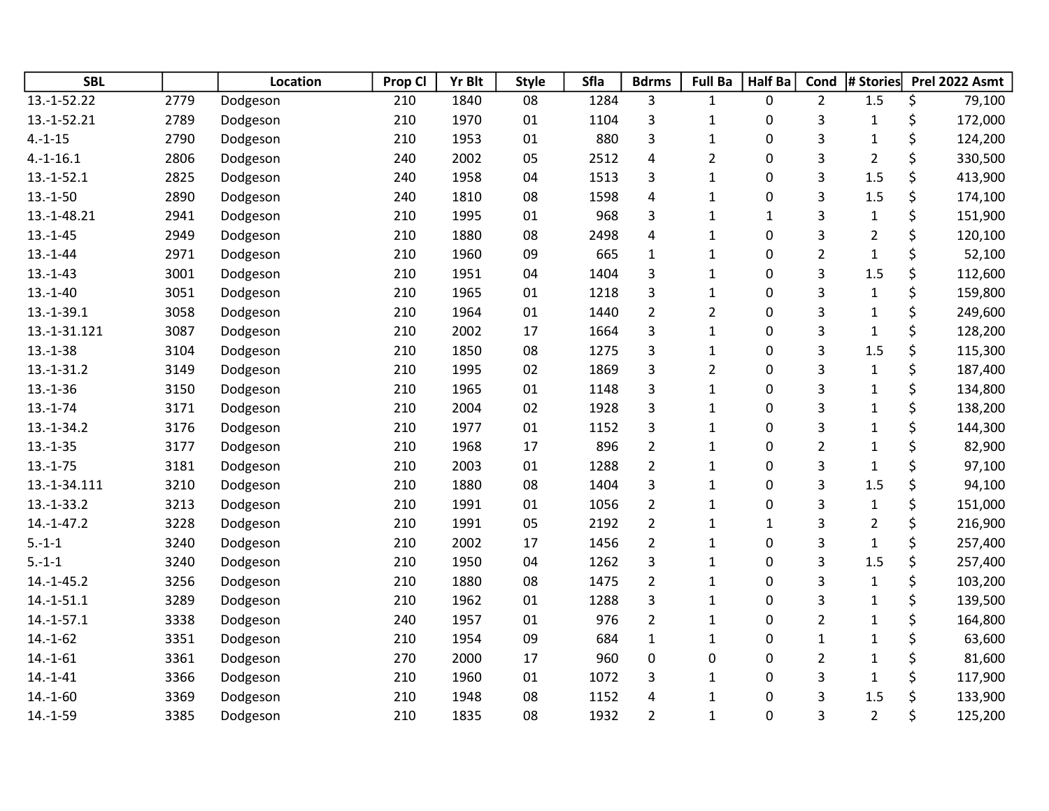| SBL | | Location | Prop Cl | Yr Blt | Style | Sfla | Bdrms | Full Ba | Half Ba | Cond | # Stories | Prel 2022 Asmt |
|---|---|---|---|---|---|---|---|---|---|---|---|---|
| 13.-1-52.22 | 2779 | Dodgeson | 210 | 1840 | 08 | 1284 | 3 | 1 | 0 | 2 | 1.5 | $ 79,100 |
| 13.-1-52.21 | 2789 | Dodgeson | 210 | 1970 | 01 | 1104 | 3 | 1 | 0 | 3 | 1 | $ 172,000 |
| 4.-1-15 | 2790 | Dodgeson | 210 | 1953 | 01 | 880 | 3 | 1 | 0 | 3 | 1 | $ 124,200 |
| 4.-1-16.1 | 2806 | Dodgeson | 240 | 2002 | 05 | 2512 | 4 | 2 | 0 | 3 | 2 | $ 330,500 |
| 13.-1-52.1 | 2825 | Dodgeson | 240 | 1958 | 04 | 1513 | 3 | 1 | 0 | 3 | 1.5 | $ 413,900 |
| 13.-1-50 | 2890 | Dodgeson | 240 | 1810 | 08 | 1598 | 4 | 1 | 0 | 3 | 1.5 | $ 174,100 |
| 13.-1-48.21 | 2941 | Dodgeson | 210 | 1995 | 01 | 968 | 3 | 1 | 1 | 3 | 1 | $ 151,900 |
| 13.-1-45 | 2949 | Dodgeson | 210 | 1880 | 08 | 2498 | 4 | 1 | 0 | 3 | 2 | $ 120,100 |
| 13.-1-44 | 2971 | Dodgeson | 210 | 1960 | 09 | 665 | 1 | 1 | 0 | 2 | 1 | $ 52,100 |
| 13.-1-43 | 3001 | Dodgeson | 210 | 1951 | 04 | 1404 | 3 | 1 | 0 | 3 | 1.5 | $ 112,600 |
| 13.-1-40 | 3051 | Dodgeson | 210 | 1965 | 01 | 1218 | 3 | 1 | 0 | 3 | 1 | $ 159,800 |
| 13.-1-39.1 | 3058 | Dodgeson | 210 | 1964 | 01 | 1440 | 2 | 2 | 0 | 3 | 1 | $ 249,600 |
| 13.-1-31.121 | 3087 | Dodgeson | 210 | 2002 | 17 | 1664 | 3 | 1 | 0 | 3 | 1 | $ 128,200 |
| 13.-1-38 | 3104 | Dodgeson | 210 | 1850 | 08 | 1275 | 3 | 1 | 0 | 3 | 1.5 | $ 115,300 |
| 13.-1-31.2 | 3149 | Dodgeson | 210 | 1995 | 02 | 1869 | 3 | 2 | 0 | 3 | 1 | $ 187,400 |
| 13.-1-36 | 3150 | Dodgeson | 210 | 1965 | 01 | 1148 | 3 | 1 | 0 | 3 | 1 | $ 134,800 |
| 13.-1-74 | 3171 | Dodgeson | 210 | 2004 | 02 | 1928 | 3 | 1 | 0 | 3 | 1 | $ 138,200 |
| 13.-1-34.2 | 3176 | Dodgeson | 210 | 1977 | 01 | 1152 | 3 | 1 | 0 | 3 | 1 | $ 144,300 |
| 13.-1-35 | 3177 | Dodgeson | 210 | 1968 | 17 | 896 | 2 | 1 | 0 | 2 | 1 | $ 82,900 |
| 13.-1-75 | 3181 | Dodgeson | 210 | 2003 | 01 | 1288 | 2 | 1 | 0 | 3 | 1 | $ 97,100 |
| 13.-1-34.111 | 3210 | Dodgeson | 210 | 1880 | 08 | 1404 | 3 | 1 | 0 | 3 | 1.5 | $ 94,100 |
| 13.-1-33.2 | 3213 | Dodgeson | 210 | 1991 | 01 | 1056 | 2 | 1 | 0 | 3 | 1 | $ 151,000 |
| 14.-1-47.2 | 3228 | Dodgeson | 210 | 1991 | 05 | 2192 | 2 | 1 | 1 | 3 | 2 | $ 216,900 |
| 5.-1-1 | 3240 | Dodgeson | 210 | 2002 | 17 | 1456 | 2 | 1 | 0 | 3 | 1 | $ 257,400 |
| 5.-1-1 | 3240 | Dodgeson | 210 | 1950 | 04 | 1262 | 3 | 1 | 0 | 3 | 1.5 | $ 257,400 |
| 14.-1-45.2 | 3256 | Dodgeson | 210 | 1880 | 08 | 1475 | 2 | 1 | 0 | 3 | 1 | $ 103,200 |
| 14.-1-51.1 | 3289 | Dodgeson | 210 | 1962 | 01 | 1288 | 3 | 1 | 0 | 3 | 1 | $ 139,500 |
| 14.-1-57.1 | 3338 | Dodgeson | 240 | 1957 | 01 | 976 | 2 | 1 | 0 | 2 | 1 | $ 164,800 |
| 14.-1-62 | 3351 | Dodgeson | 210 | 1954 | 09 | 684 | 1 | 1 | 0 | 1 | 1 | $ 63,600 |
| 14.-1-61 | 3361 | Dodgeson | 270 | 2000 | 17 | 960 | 0 | 0 | 0 | 2 | 1 | $ 81,600 |
| 14.-1-41 | 3366 | Dodgeson | 210 | 1960 | 01 | 1072 | 3 | 1 | 0 | 3 | 1 | $ 117,900 |
| 14.-1-60 | 3369 | Dodgeson | 210 | 1948 | 08 | 1152 | 4 | 1 | 0 | 3 | 1.5 | $ 133,900 |
| 14.-1-59 | 3385 | Dodgeson | 210 | 1835 | 08 | 1932 | 2 | 1 | 0 | 3 | 2 | $ 125,200 |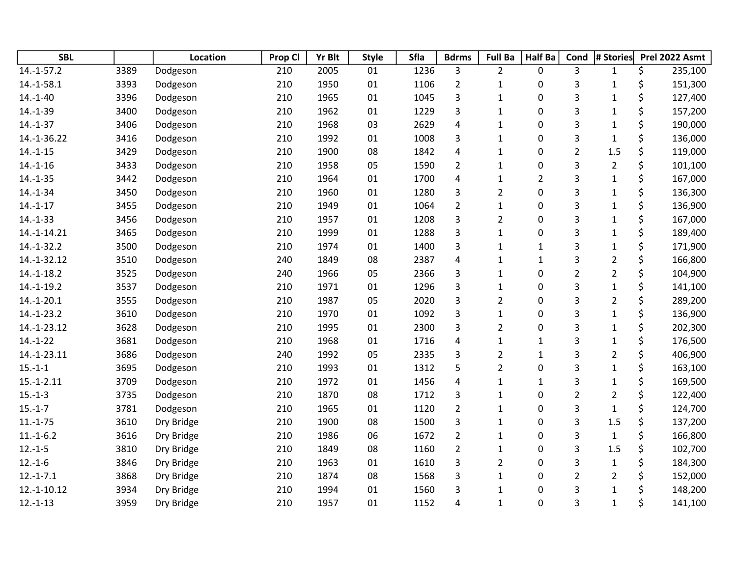| SBL | | Location | Prop Cl | Yr Blt | Style | Sfla | Bdrms | Full Ba | Half Ba | Cond | # Stories | Prel 2022 Asmt |
|---|---|---|---|---|---|---|---|---|---|---|---|---|
| 14.-1-57.2 | 3389 | Dodgeson | 210 | 2005 | 01 | 1236 | 3 | 2 | 0 | 3 | 1 | $ 235,100 |
| 14.-1-58.1 | 3393 | Dodgeson | 210 | 1950 | 01 | 1106 | 2 | 1 | 0 | 3 | 1 | $ 151,300 |
| 14.-1-40 | 3396 | Dodgeson | 210 | 1965 | 01 | 1045 | 3 | 1 | 0 | 3 | 1 | $ 127,400 |
| 14.-1-39 | 3400 | Dodgeson | 210 | 1962 | 01 | 1229 | 3 | 1 | 0 | 3 | 1 | $ 157,200 |
| 14.-1-37 | 3406 | Dodgeson | 210 | 1968 | 03 | 2629 | 4 | 1 | 0 | 3 | 1 | $ 190,000 |
| 14.-1-36.22 | 3416 | Dodgeson | 210 | 1992 | 01 | 1008 | 3 | 1 | 0 | 3 | 1 | $ 136,000 |
| 14.-1-15 | 3429 | Dodgeson | 210 | 1900 | 08 | 1842 | 4 | 1 | 0 | 2 | 1.5 | $ 119,000 |
| 14.-1-16 | 3433 | Dodgeson | 210 | 1958 | 05 | 1590 | 2 | 1 | 0 | 3 | 2 | $ 101,100 |
| 14.-1-35 | 3442 | Dodgeson | 210 | 1964 | 01 | 1700 | 4 | 1 | 2 | 3 | 1 | $ 167,000 |
| 14.-1-34 | 3450 | Dodgeson | 210 | 1960 | 01 | 1280 | 3 | 2 | 0 | 3 | 1 | $ 136,300 |
| 14.-1-17 | 3455 | Dodgeson | 210 | 1949 | 01 | 1064 | 2 | 1 | 0 | 3 | 1 | $ 136,900 |
| 14.-1-33 | 3456 | Dodgeson | 210 | 1957 | 01 | 1208 | 3 | 2 | 0 | 3 | 1 | $ 167,000 |
| 14.-1-14.21 | 3465 | Dodgeson | 210 | 1999 | 01 | 1288 | 3 | 1 | 0 | 3 | 1 | $ 189,400 |
| 14.-1-32.2 | 3500 | Dodgeson | 210 | 1974 | 01 | 1400 | 3 | 1 | 1 | 3 | 1 | $ 171,900 |
| 14.-1-32.12 | 3510 | Dodgeson | 240 | 1849 | 08 | 2387 | 4 | 1 | 1 | 3 | 2 | $ 166,800 |
| 14.-1-18.2 | 3525 | Dodgeson | 240 | 1966 | 05 | 2366 | 3 | 1 | 0 | 2 | 2 | $ 104,900 |
| 14.-1-19.2 | 3537 | Dodgeson | 210 | 1971 | 01 | 1296 | 3 | 1 | 0 | 3 | 1 | $ 141,100 |
| 14.-1-20.1 | 3555 | Dodgeson | 210 | 1987 | 05 | 2020 | 3 | 2 | 0 | 3 | 2 | $ 289,200 |
| 14.-1-23.2 | 3610 | Dodgeson | 210 | 1970 | 01 | 1092 | 3 | 1 | 0 | 3 | 1 | $ 136,900 |
| 14.-1-23.12 | 3628 | Dodgeson | 210 | 1995 | 01 | 2300 | 3 | 2 | 0 | 3 | 1 | $ 202,300 |
| 14.-1-22 | 3681 | Dodgeson | 210 | 1968 | 01 | 1716 | 4 | 1 | 1 | 3 | 1 | $ 176,500 |
| 14.-1-23.11 | 3686 | Dodgeson | 240 | 1992 | 05 | 2335 | 3 | 2 | 1 | 3 | 2 | $ 406,900 |
| 15.-1-1 | 3695 | Dodgeson | 210 | 1993 | 01 | 1312 | 5 | 2 | 0 | 3 | 1 | $ 163,100 |
| 15.-1-2.11 | 3709 | Dodgeson | 210 | 1972 | 01 | 1456 | 4 | 1 | 1 | 3 | 1 | $ 169,500 |
| 15.-1-3 | 3735 | Dodgeson | 210 | 1870 | 08 | 1712 | 3 | 1 | 0 | 2 | 2 | $ 122,400 |
| 15.-1-7 | 3781 | Dodgeson | 210 | 1965 | 01 | 1120 | 2 | 1 | 0 | 3 | 1 | $ 124,700 |
| 11.-1-75 | 3610 | Dry Bridge | 210 | 1900 | 08 | 1500 | 3 | 1 | 0 | 3 | 1.5 | $ 137,200 |
| 11.-1-6.2 | 3616 | Dry Bridge | 210 | 1986 | 06 | 1672 | 2 | 1 | 0 | 3 | 1 | $ 166,800 |
| 12.-1-5 | 3810 | Dry Bridge | 210 | 1849 | 08 | 1160 | 2 | 1 | 0 | 3 | 1.5 | $ 102,700 |
| 12.-1-6 | 3846 | Dry Bridge | 210 | 1963 | 01 | 1610 | 3 | 2 | 0 | 3 | 1 | $ 184,300 |
| 12.-1-7.1 | 3868 | Dry Bridge | 210 | 1874 | 08 | 1568 | 3 | 1 | 0 | 2 | 2 | $ 152,000 |
| 12.-1-10.12 | 3934 | Dry Bridge | 210 | 1994 | 01 | 1560 | 3 | 1 | 0 | 3 | 1 | $ 148,200 |
| 12.-1-13 | 3959 | Dry Bridge | 210 | 1957 | 01 | 1152 | 4 | 1 | 0 | 3 | 1 | $ 141,100 |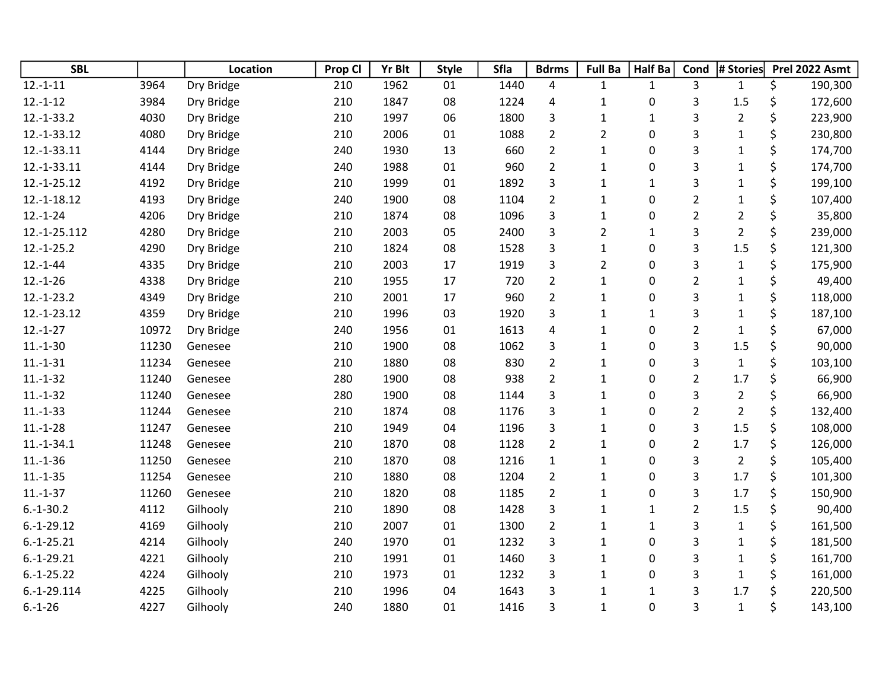| SBL | | Location | Prop Cl | Yr Blt | Style | Sfla | Bdrms | Full Ba | Half Ba | Cond | # Stories | Prel 2022 Asmt |
|---|---|---|---|---|---|---|---|---|---|---|---|---|
| 12.-1-11 | 3964 | Dry Bridge | 210 | 1962 | 01 | 1440 | 4 | 1 | 1 | 3 | 1 | $ 190,300 |
| 12.-1-12 | 3984 | Dry Bridge | 210 | 1847 | 08 | 1224 | 4 | 1 | 0 | 3 | 1.5 | $ 172,600 |
| 12.-1-33.2 | 4030 | Dry Bridge | 210 | 1997 | 06 | 1800 | 3 | 1 | 1 | 3 | 2 | $ 223,900 |
| 12.-1-33.12 | 4080 | Dry Bridge | 210 | 2006 | 01 | 1088 | 2 | 2 | 0 | 3 | 1 | $ 230,800 |
| 12.-1-33.11 | 4144 | Dry Bridge | 240 | 1930 | 13 | 660 | 2 | 1 | 0 | 3 | 1 | $ 174,700 |
| 12.-1-33.11 | 4144 | Dry Bridge | 240 | 1988 | 01 | 960 | 2 | 1 | 0 | 3 | 1 | $ 174,700 |
| 12.-1-25.12 | 4192 | Dry Bridge | 210 | 1999 | 01 | 1892 | 3 | 1 | 1 | 3 | 1 | $ 199,100 |
| 12.-1-18.12 | 4193 | Dry Bridge | 240 | 1900 | 08 | 1104 | 2 | 1 | 0 | 2 | 1 | $ 107,400 |
| 12.-1-24 | 4206 | Dry Bridge | 210 | 1874 | 08 | 1096 | 3 | 1 | 0 | 2 | 2 | $ 35,800 |
| 12.-1-25.112 | 4280 | Dry Bridge | 210 | 2003 | 05 | 2400 | 3 | 2 | 1 | 3 | 2 | $ 239,000 |
| 12.-1-25.2 | 4290 | Dry Bridge | 210 | 1824 | 08 | 1528 | 3 | 1 | 0 | 3 | 1.5 | $ 121,300 |
| 12.-1-44 | 4335 | Dry Bridge | 210 | 2003 | 17 | 1919 | 3 | 2 | 0 | 3 | 1 | $ 175,900 |
| 12.-1-26 | 4338 | Dry Bridge | 210 | 1955 | 17 | 720 | 2 | 1 | 0 | 2 | 1 | $ 49,400 |
| 12.-1-23.2 | 4349 | Dry Bridge | 210 | 2001 | 17 | 960 | 2 | 1 | 0 | 3 | 1 | $ 118,000 |
| 12.-1-23.12 | 4359 | Dry Bridge | 210 | 1996 | 03 | 1920 | 3 | 1 | 1 | 3 | 1 | $ 187,100 |
| 12.-1-27 | 10972 | Dry Bridge | 240 | 1956 | 01 | 1613 | 4 | 1 | 0 | 2 | 1 | $ 67,000 |
| 11.-1-30 | 11230 | Genesee | 210 | 1900 | 08 | 1062 | 3 | 1 | 0 | 3 | 1.5 | $ 90,000 |
| 11.-1-31 | 11234 | Genesee | 210 | 1880 | 08 | 830 | 2 | 1 | 0 | 3 | 1 | $ 103,100 |
| 11.-1-32 | 11240 | Genesee | 280 | 1900 | 08 | 938 | 2 | 1 | 0 | 2 | 1.7 | $ 66,900 |
| 11.-1-32 | 11240 | Genesee | 280 | 1900 | 08 | 1144 | 3 | 1 | 0 | 3 | 2 | $ 66,900 |
| 11.-1-33 | 11244 | Genesee | 210 | 1874 | 08 | 1176 | 3 | 1 | 0 | 2 | 2 | $ 132,400 |
| 11.-1-28 | 11247 | Genesee | 210 | 1949 | 04 | 1196 | 3 | 1 | 0 | 3 | 1.5 | $ 108,000 |
| 11.-1-34.1 | 11248 | Genesee | 210 | 1870 | 08 | 1128 | 2 | 1 | 0 | 2 | 1.7 | $ 126,000 |
| 11.-1-36 | 11250 | Genesee | 210 | 1870 | 08 | 1216 | 1 | 1 | 0 | 3 | 2 | $ 105,400 |
| 11.-1-35 | 11254 | Genesee | 210 | 1880 | 08 | 1204 | 2 | 1 | 0 | 3 | 1.7 | $ 101,300 |
| 11.-1-37 | 11260 | Genesee | 210 | 1820 | 08 | 1185 | 2 | 1 | 0 | 3 | 1.7 | $ 150,900 |
| 6.-1-30.2 | 4112 | Gilhooly | 210 | 1890 | 08 | 1428 | 3 | 1 | 1 | 2 | 1.5 | $ 90,400 |
| 6.-1-29.12 | 4169 | Gilhooly | 210 | 2007 | 01 | 1300 | 2 | 1 | 1 | 3 | 1 | $ 161,500 |
| 6.-1-25.21 | 4214 | Gilhooly | 240 | 1970 | 01 | 1232 | 3 | 1 | 0 | 3 | 1 | $ 181,500 |
| 6.-1-29.21 | 4221 | Gilhooly | 210 | 1991 | 01 | 1460 | 3 | 1 | 0 | 3 | 1 | $ 161,700 |
| 6.-1-25.22 | 4224 | Gilhooly | 210 | 1973 | 01 | 1232 | 3 | 1 | 0 | 3 | 1 | $ 161,000 |
| 6.-1-29.114 | 4225 | Gilhooly | 210 | 1996 | 04 | 1643 | 3 | 1 | 1 | 3 | 1.7 | $ 220,500 |
| 6.-1-26 | 4227 | Gilhooly | 240 | 1880 | 01 | 1416 | 3 | 1 | 0 | 3 | 1 | $ 143,100 |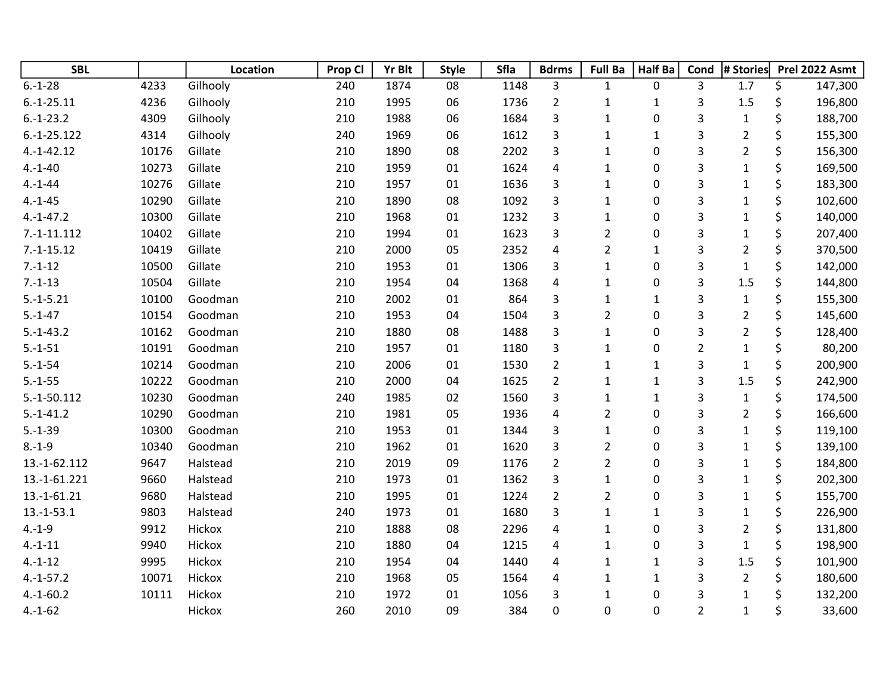| SBL | | Location | Prop Cl | Yr Blt | Style | Sfla | Bdrms | Full Ba | Half Ba | Cond | # Stories | Prel 2022 Asmt |
|---|---|---|---|---|---|---|---|---|---|---|---|---|
| 6.-1-28 | 4233 | Gilhooly | 240 | 1874 | 08 | 1148 | 3 | 1 | 0 | 3 | 1.7 | $ 147,300 |
| 6.-1-25.11 | 4236 | Gilhooly | 210 | 1995 | 06 | 1736 | 2 | 1 | 1 | 3 | 1.5 | $ 196,800 |
| 6.-1-23.2 | 4309 | Gilhooly | 210 | 1988 | 06 | 1684 | 3 | 1 | 0 | 3 | 1 | $ 188,700 |
| 6.-1-25.122 | 4314 | Gilhooly | 240 | 1969 | 06 | 1612 | 3 | 1 | 1 | 3 | 2 | $ 155,300 |
| 4.-1-42.12 | 10176 | Gillate | 210 | 1890 | 08 | 2202 | 3 | 1 | 0 | 3 | 2 | $ 156,300 |
| 4.-1-40 | 10273 | Gillate | 210 | 1959 | 01 | 1624 | 4 | 1 | 0 | 3 | 1 | $ 169,500 |
| 4.-1-44 | 10276 | Gillate | 210 | 1957 | 01 | 1636 | 3 | 1 | 0 | 3 | 1 | $ 183,300 |
| 4.-1-45 | 10290 | Gillate | 210 | 1890 | 08 | 1092 | 3 | 1 | 0 | 3 | 1 | $ 102,600 |
| 4.-1-47.2 | 10300 | Gillate | 210 | 1968 | 01 | 1232 | 3 | 1 | 0 | 3 | 1 | $ 140,000 |
| 7.-1-11.112 | 10402 | Gillate | 210 | 1994 | 01 | 1623 | 3 | 2 | 0 | 3 | 1 | $ 207,400 |
| 7.-1-15.12 | 10419 | Gillate | 210 | 2000 | 05 | 2352 | 4 | 2 | 1 | 3 | 2 | $ 370,500 |
| 7.-1-12 | 10500 | Gillate | 210 | 1953 | 01 | 1306 | 3 | 1 | 0 | 3 | 1 | $ 142,000 |
| 7.-1-13 | 10504 | Gillate | 210 | 1954 | 04 | 1368 | 4 | 1 | 0 | 3 | 1.5 | $ 144,800 |
| 5.-1-5.21 | 10100 | Goodman | 210 | 2002 | 01 | 864 | 3 | 1 | 1 | 3 | 1 | $ 155,300 |
| 5.-1-47 | 10154 | Goodman | 210 | 1953 | 04 | 1504 | 3 | 2 | 0 | 3 | 2 | $ 145,600 |
| 5.-1-43.2 | 10162 | Goodman | 210 | 1880 | 08 | 1488 | 3 | 1 | 0 | 3 | 2 | $ 128,400 |
| 5.-1-51 | 10191 | Goodman | 210 | 1957 | 01 | 1180 | 3 | 1 | 0 | 2 | 1 | $ 80,200 |
| 5.-1-54 | 10214 | Goodman | 210 | 2006 | 01 | 1530 | 2 | 1 | 1 | 3 | 1 | $ 200,900 |
| 5.-1-55 | 10222 | Goodman | 210 | 2000 | 04 | 1625 | 2 | 1 | 1 | 3 | 1.5 | $ 242,900 |
| 5.-1-50.112 | 10230 | Goodman | 240 | 1985 | 02 | 1560 | 3 | 1 | 1 | 3 | 1 | $ 174,500 |
| 5.-1-41.2 | 10290 | Goodman | 210 | 1981 | 05 | 1936 | 4 | 2 | 0 | 3 | 2 | $ 166,600 |
| 5.-1-39 | 10300 | Goodman | 210 | 1953 | 01 | 1344 | 3 | 1 | 0 | 3 | 1 | $ 119,100 |
| 8.-1-9 | 10340 | Goodman | 210 | 1962 | 01 | 1620 | 3 | 2 | 0 | 3 | 1 | $ 139,100 |
| 13.-1-62.112 | 9647 | Halstead | 210 | 2019 | 09 | 1176 | 2 | 2 | 0 | 3 | 1 | $ 184,800 |
| 13.-1-61.221 | 9660 | Halstead | 210 | 1973 | 01 | 1362 | 3 | 1 | 0 | 3 | 1 | $ 202,300 |
| 13.-1-61.21 | 9680 | Halstead | 210 | 1995 | 01 | 1224 | 2 | 2 | 0 | 3 | 1 | $ 155,700 |
| 13.-1-53.1 | 9803 | Halstead | 240 | 1973 | 01 | 1680 | 3 | 1 | 1 | 3 | 1 | $ 226,900 |
| 4.-1-9 | 9912 | Hickox | 210 | 1888 | 08 | 2296 | 4 | 1 | 0 | 3 | 2 | $ 131,800 |
| 4.-1-11 | 9940 | Hickox | 210 | 1880 | 04 | 1215 | 4 | 1 | 0 | 3 | 1 | $ 198,900 |
| 4.-1-12 | 9995 | Hickox | 210 | 1954 | 04 | 1440 | 4 | 1 | 1 | 3 | 1.5 | $ 101,900 |
| 4.-1-57.2 | 10071 | Hickox | 210 | 1968 | 05 | 1564 | 4 | 1 | 1 | 3 | 2 | $ 180,600 |
| 4.-1-60.2 | 10111 | Hickox | 210 | 1972 | 01 | 1056 | 3 | 1 | 0 | 3 | 1 | $ 132,200 |
| 4.-1-62 | | Hickox | 260 | 2010 | 09 | 384 | 0 | 0 | 0 | 2 | 1 | $ 33,600 |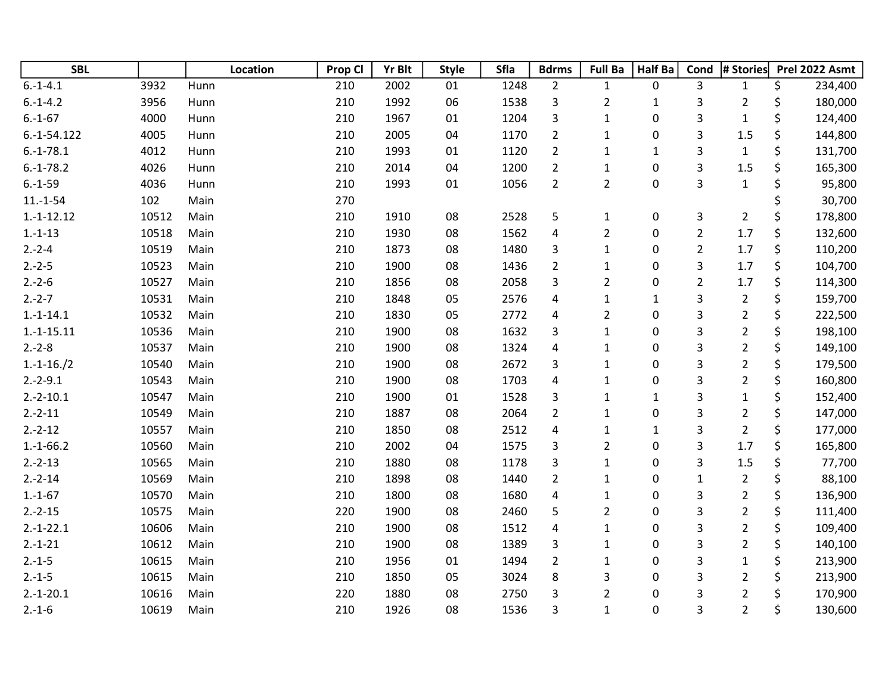| SBL | | Location | Prop Cl | Yr Blt | Style | Sfla | Bdrms | Full Ba | Half Ba | Cond | # Stories | Prel 2022 Asmt |
|---|---|---|---|---|---|---|---|---|---|---|---|---|
| 6.-1-4.1 | 3932 | Hunn | 210 | 2002 | 01 | 1248 | 2 | 1 | 0 | 3 | 1 | $ 234,400 |
| 6.-1-4.2 | 3956 | Hunn | 210 | 1992 | 06 | 1538 | 3 | 2 | 1 | 3 | 2 | $ 180,000 |
| 6.-1-67 | 4000 | Hunn | 210 | 1967 | 01 | 1204 | 3 | 1 | 0 | 3 | 1 | $ 124,400 |
| 6.-1-54.122 | 4005 | Hunn | 210 | 2005 | 04 | 1170 | 2 | 1 | 0 | 3 | 1.5 | $ 144,800 |
| 6.-1-78.1 | 4012 | Hunn | 210 | 1993 | 01 | 1120 | 2 | 1 | 1 | 3 | 1 | $ 131,700 |
| 6.-1-78.2 | 4026 | Hunn | 210 | 2014 | 04 | 1200 | 2 | 1 | 0 | 3 | 1.5 | $ 165,300 |
| 6.-1-59 | 4036 | Hunn | 210 | 1993 | 01 | 1056 | 2 | 2 | 0 | 3 | 1 | $ 95,800 |
| 11.-1-54 | 102 | Main | 270 | | | | | | | | | $ 30,700 |
| 1.-1-12.12 | 10512 | Main | 210 | 1910 | 08 | 2528 | 5 | 1 | 0 | 3 | 2 | $ 178,800 |
| 1.-1-13 | 10518 | Main | 210 | 1930 | 08 | 1562 | 4 | 2 | 0 | 2 | 1.7 | $ 132,600 |
| 2.-2-4 | 10519 | Main | 210 | 1873 | 08 | 1480 | 3 | 1 | 0 | 2 | 1.7 | $ 110,200 |
| 2.-2-5 | 10523 | Main | 210 | 1900 | 08 | 1436 | 2 | 1 | 0 | 3 | 1.7 | $ 104,700 |
| 2.-2-6 | 10527 | Main | 210 | 1856 | 08 | 2058 | 3 | 2 | 0 | 2 | 1.7 | $ 114,300 |
| 2.-2-7 | 10531 | Main | 210 | 1848 | 05 | 2576 | 4 | 1 | 1 | 3 | 2 | $ 159,700 |
| 1.-1-14.1 | 10532 | Main | 210 | 1830 | 05 | 2772 | 4 | 2 | 0 | 3 | 2 | $ 222,500 |
| 1.-1-15.11 | 10536 | Main | 210 | 1900 | 08 | 1632 | 3 | 1 | 0 | 3 | 2 | $ 198,100 |
| 2.-2-8 | 10537 | Main | 210 | 1900 | 08 | 1324 | 4 | 1 | 0 | 3 | 2 | $ 149,100 |
| 1.-1-16./2 | 10540 | Main | 210 | 1900 | 08 | 2672 | 3 | 1 | 0 | 3 | 2 | $ 179,500 |
| 2.-2-9.1 | 10543 | Main | 210 | 1900 | 08 | 1703 | 4 | 1 | 0 | 3 | 2 | $ 160,800 |
| 2.-2-10.1 | 10547 | Main | 210 | 1900 | 01 | 1528 | 3 | 1 | 1 | 3 | 1 | $ 152,400 |
| 2.-2-11 | 10549 | Main | 210 | 1887 | 08 | 2064 | 2 | 1 | 0 | 3 | 2 | $ 147,000 |
| 2.-2-12 | 10557 | Main | 210 | 1850 | 08 | 2512 | 4 | 1 | 1 | 3 | 2 | $ 177,000 |
| 1.-1-66.2 | 10560 | Main | 210 | 2002 | 04 | 1575 | 3 | 2 | 0 | 3 | 1.7 | $ 165,800 |
| 2.-2-13 | 10565 | Main | 210 | 1880 | 08 | 1178 | 3 | 1 | 0 | 3 | 1.5 | $ 77,700 |
| 2.-2-14 | 10569 | Main | 210 | 1898 | 08 | 1440 | 2 | 1 | 0 | 1 | 2 | $ 88,100 |
| 1.-1-67 | 10570 | Main | 210 | 1800 | 08 | 1680 | 4 | 1 | 0 | 3 | 2 | $ 136,900 |
| 2.-2-15 | 10575 | Main | 220 | 1900 | 08 | 2460 | 5 | 2 | 0 | 3 | 2 | $ 111,400 |
| 2.-1-22.1 | 10606 | Main | 210 | 1900 | 08 | 1512 | 4 | 1 | 0 | 3 | 2 | $ 109,400 |
| 2.-1-21 | 10612 | Main | 210 | 1900 | 08 | 1389 | 3 | 1 | 0 | 3 | 2 | $ 140,100 |
| 2.-1-5 | 10615 | Main | 210 | 1956 | 01 | 1494 | 2 | 1 | 0 | 3 | 1 | $ 213,900 |
| 2.-1-5 | 10615 | Main | 210 | 1850 | 05 | 3024 | 8 | 3 | 0 | 3 | 2 | $ 213,900 |
| 2.-1-20.1 | 10616 | Main | 220 | 1880 | 08 | 2750 | 3 | 2 | 0 | 3 | 2 | $ 170,900 |
| 2.-1-6 | 10619 | Main | 210 | 1926 | 08 | 1536 | 3 | 1 | 0 | 3 | 2 | $ 130,600 |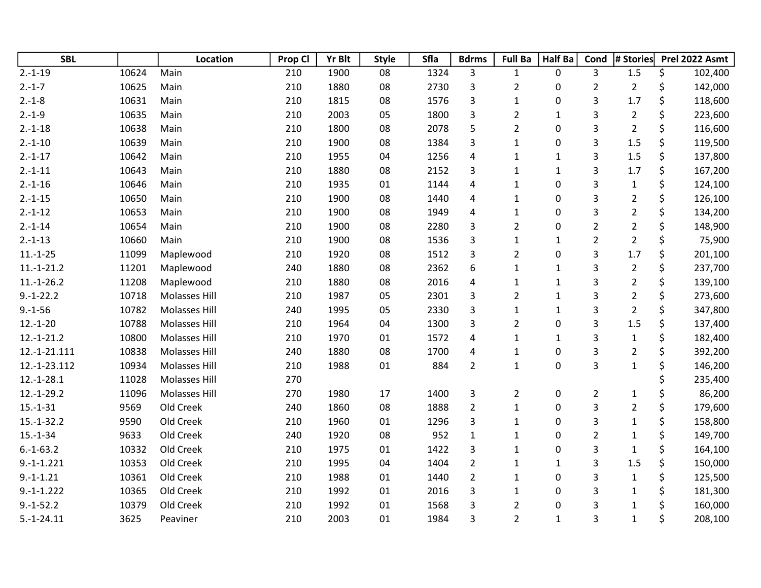| SBL | | Location | Prop Cl | Yr Blt | Style | Sfla | Bdrms | Full Ba | Half Ba | Cond | # Stories | Prel 2022 Asmt |
|---|---|---|---|---|---|---|---|---|---|---|---|---|
| 2.-1-19 | 10624 | Main | 210 | 1900 | 08 | 1324 | 3 | 1 | 0 | 3 | 1.5 | $ 102,400 |
| 2.-1-7 | 10625 | Main | 210 | 1880 | 08 | 2730 | 3 | 2 | 0 | 2 | 2 | $ 142,000 |
| 2.-1-8 | 10631 | Main | 210 | 1815 | 08 | 1576 | 3 | 1 | 0 | 3 | 1.7 | $ 118,600 |
| 2.-1-9 | 10635 | Main | 210 | 2003 | 05 | 1800 | 3 | 2 | 1 | 3 | 2 | $ 223,600 |
| 2.-1-18 | 10638 | Main | 210 | 1800 | 08 | 2078 | 5 | 2 | 0 | 3 | 2 | $ 116,600 |
| 2.-1-10 | 10639 | Main | 210 | 1900 | 08 | 1384 | 3 | 1 | 0 | 3 | 1.5 | $ 119,500 |
| 2.-1-17 | 10642 | Main | 210 | 1955 | 04 | 1256 | 4 | 1 | 1 | 3 | 1.5 | $ 137,800 |
| 2.-1-11 | 10643 | Main | 210 | 1880 | 08 | 2152 | 3 | 1 | 1 | 3 | 1.7 | $ 167,200 |
| 2.-1-16 | 10646 | Main | 210 | 1935 | 01 | 1144 | 4 | 1 | 0 | 3 | 1 | $ 124,100 |
| 2.-1-15 | 10650 | Main | 210 | 1900 | 08 | 1440 | 4 | 1 | 0 | 3 | 2 | $ 126,100 |
| 2.-1-12 | 10653 | Main | 210 | 1900 | 08 | 1949 | 4 | 1 | 0 | 3 | 2 | $ 134,200 |
| 2.-1-14 | 10654 | Main | 210 | 1900 | 08 | 2280 | 3 | 2 | 0 | 2 | 2 | $ 148,900 |
| 2.-1-13 | 10660 | Main | 210 | 1900 | 08 | 1536 | 3 | 1 | 1 | 2 | 2 | $ 75,900 |
| 11.-1-25 | 11099 | Maplewood | 210 | 1920 | 08 | 1512 | 3 | 2 | 0 | 3 | 1.7 | $ 201,100 |
| 11.-1-21.2 | 11201 | Maplewood | 240 | 1880 | 08 | 2362 | 6 | 1 | 1 | 3 | 2 | $ 237,700 |
| 11.-1-26.2 | 11208 | Maplewood | 210 | 1880 | 08 | 2016 | 4 | 1 | 1 | 3 | 2 | $ 139,100 |
| 9.-1-22.2 | 10718 | Molasses Hill | 210 | 1987 | 05 | 2301 | 3 | 2 | 1 | 3 | 2 | $ 273,600 |
| 9.-1-56 | 10782 | Molasses Hill | 240 | 1995 | 05 | 2330 | 3 | 1 | 1 | 3 | 2 | $ 347,800 |
| 12.-1-20 | 10788 | Molasses Hill | 210 | 1964 | 04 | 1300 | 3 | 2 | 0 | 3 | 1.5 | $ 137,400 |
| 12.-1-21.2 | 10800 | Molasses Hill | 210 | 1970 | 01 | 1572 | 4 | 1 | 1 | 3 | 1 | $ 182,400 |
| 12.-1-21.111 | 10838 | Molasses Hill | 240 | 1880 | 08 | 1700 | 4 | 1 | 0 | 3 | 2 | $ 392,200 |
| 12.-1-23.112 | 10934 | Molasses Hill | 210 | 1988 | 01 | 884 | 2 | 1 | 0 | 3 | 1 | $ 146,200 |
| 12.-1-28.1 | 11028 | Molasses Hill | 270 | | | | | | | | | $ 235,400 |
| 12.-1-29.2 | 11096 | Molasses Hill | 270 | 1980 | 17 | 1400 | 3 | 2 | 0 | 2 | 1 | $ 86,200 |
| 15.-1-31 | 9569 | Old Creek | 240 | 1860 | 08 | 1888 | 2 | 1 | 0 | 3 | 2 | $ 179,600 |
| 15.-1-32.2 | 9590 | Old Creek | 210 | 1960 | 01 | 1296 | 3 | 1 | 0 | 3 | 1 | $ 158,800 |
| 15.-1-34 | 9633 | Old Creek | 240 | 1920 | 08 | 952 | 1 | 1 | 0 | 2 | 1 | $ 149,700 |
| 6.-1-63.2 | 10332 | Old Creek | 210 | 1975 | 01 | 1422 | 3 | 1 | 0 | 3 | 1 | $ 164,100 |
| 9.-1-1.221 | 10353 | Old Creek | 210 | 1995 | 04 | 1404 | 2 | 1 | 1 | 3 | 1.5 | $ 150,000 |
| 9.-1-1.21 | 10361 | Old Creek | 210 | 1988 | 01 | 1440 | 2 | 1 | 0 | 3 | 1 | $ 125,500 |
| 9.-1-1.222 | 10365 | Old Creek | 210 | 1992 | 01 | 2016 | 3 | 1 | 0 | 3 | 1 | $ 181,300 |
| 9.-1-52.2 | 10379 | Old Creek | 210 | 1992 | 01 | 1568 | 3 | 2 | 0 | 3 | 1 | $ 160,000 |
| 5.-1-24.11 | 3625 | Peaviner | 210 | 2003 | 01 | 1984 | 3 | 2 | 1 | 3 | 1 | $ 208,100 |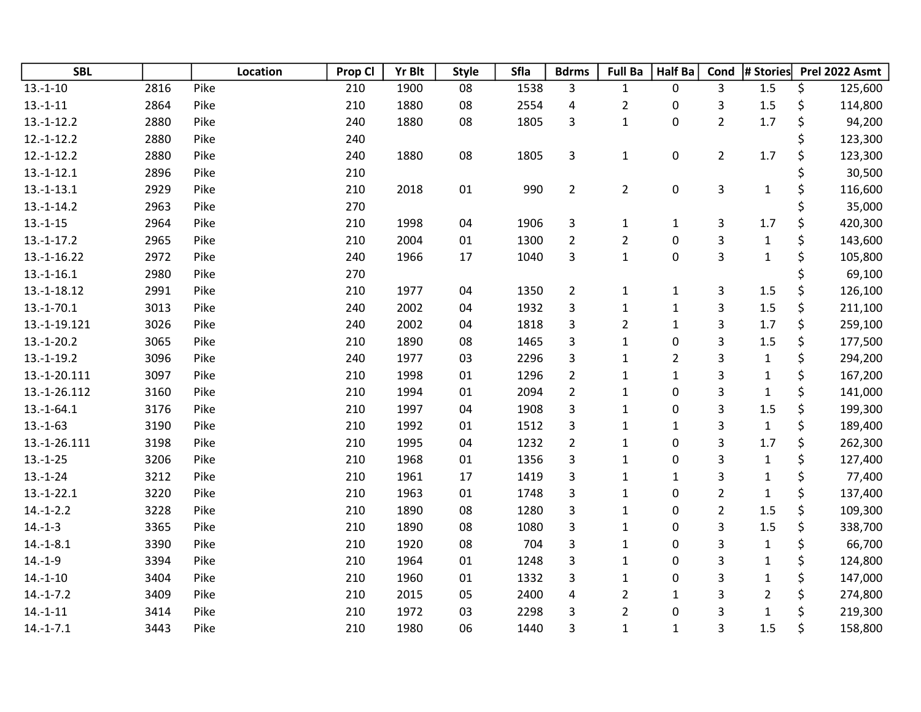| SBL | | Location | Prop Cl | Yr Blt | Style | Sfla | Bdrms | Full Ba | Half Ba | Cond | # Stories | Prel 2022 Asmt |
|---|---|---|---|---|---|---|---|---|---|---|---|---|
| 13.-1-10 | 2816 | Pike | 210 | 1900 | 08 | 1538 | 3 | 1 | 0 | 3 | 1.5 | $ 125,600 |
| 13.-1-11 | 2864 | Pike | 210 | 1880 | 08 | 2554 | 4 | 2 | 0 | 3 | 1.5 | $ 114,800 |
| 13.-1-12.2 | 2880 | Pike | 240 | 1880 | 08 | 1805 | 3 | 1 | 0 | 2 | 1.7 | $ 94,200 |
| 12.-1-12.2 | 2880 | Pike | 240 | | | | | | | | | $ 123,300 |
| 12.-1-12.2 | 2880 | Pike | 240 | 1880 | 08 | 1805 | 3 | 1 | 0 | 2 | 1.7 | $ 123,300 |
| 13.-1-12.1 | 2896 | Pike | 210 | | | | | | | | | $ 30,500 |
| 13.-1-13.1 | 2929 | Pike | 210 | 2018 | 01 | 990 | 2 | 2 | 0 | 3 | 1 | $ 116,600 |
| 13.-1-14.2 | 2963 | Pike | 270 | | | | | | | | | $ 35,000 |
| 13.-1-15 | 2964 | Pike | 210 | 1998 | 04 | 1906 | 3 | 1 | 1 | 3 | 1.7 | $ 420,300 |
| 13.-1-17.2 | 2965 | Pike | 210 | 2004 | 01 | 1300 | 2 | 2 | 0 | 3 | 1 | $ 143,600 |
| 13.-1-16.22 | 2972 | Pike | 240 | 1966 | 17 | 1040 | 3 | 1 | 0 | 3 | 1 | $ 105,800 |
| 13.-1-16.1 | 2980 | Pike | 270 | | | | | | | | | $ 69,100 |
| 13.-1-18.12 | 2991 | Pike | 210 | 1977 | 04 | 1350 | 2 | 1 | 1 | 3 | 1.5 | $ 126,100 |
| 13.-1-70.1 | 3013 | Pike | 240 | 2002 | 04 | 1932 | 3 | 1 | 1 | 3 | 1.5 | $ 211,100 |
| 13.-1-19.121 | 3026 | Pike | 240 | 2002 | 04 | 1818 | 3 | 2 | 1 | 3 | 1.7 | $ 259,100 |
| 13.-1-20.2 | 3065 | Pike | 210 | 1890 | 08 | 1465 | 3 | 1 | 0 | 3 | 1.5 | $ 177,500 |
| 13.-1-19.2 | 3096 | Pike | 240 | 1977 | 03 | 2296 | 3 | 1 | 2 | 3 | 1 | $ 294,200 |
| 13.-1-20.111 | 3097 | Pike | 210 | 1998 | 01 | 1296 | 2 | 1 | 1 | 3 | 1 | $ 167,200 |
| 13.-1-26.112 | 3160 | Pike | 210 | 1994 | 01 | 2094 | 2 | 1 | 0 | 3 | 1 | $ 141,000 |
| 13.-1-64.1 | 3176 | Pike | 210 | 1997 | 04 | 1908 | 3 | 1 | 0 | 3 | 1.5 | $ 199,300 |
| 13.-1-63 | 3190 | Pike | 210 | 1992 | 01 | 1512 | 3 | 1 | 1 | 3 | 1 | $ 189,400 |
| 13.-1-26.111 | 3198 | Pike | 210 | 1995 | 04 | 1232 | 2 | 1 | 0 | 3 | 1.7 | $ 262,300 |
| 13.-1-25 | 3206 | Pike | 210 | 1968 | 01 | 1356 | 3 | 1 | 0 | 3 | 1 | $ 127,400 |
| 13.-1-24 | 3212 | Pike | 210 | 1961 | 17 | 1419 | 3 | 1 | 1 | 3 | 1 | $ 77,400 |
| 13.-1-22.1 | 3220 | Pike | 210 | 1963 | 01 | 1748 | 3 | 1 | 0 | 2 | 1 | $ 137,400 |
| 14.-1-2.2 | 3228 | Pike | 210 | 1890 | 08 | 1280 | 3 | 1 | 0 | 2 | 1.5 | $ 109,300 |
| 14.-1-3 | 3365 | Pike | 210 | 1890 | 08 | 1080 | 3 | 1 | 0 | 3 | 1.5 | $ 338,700 |
| 14.-1-8.1 | 3390 | Pike | 210 | 1920 | 08 | 704 | 3 | 1 | 0 | 3 | 1 | $ 66,700 |
| 14.-1-9 | 3394 | Pike | 210 | 1964 | 01 | 1248 | 3 | 1 | 0 | 3 | 1 | $ 124,800 |
| 14.-1-10 | 3404 | Pike | 210 | 1960 | 01 | 1332 | 3 | 1 | 0 | 3 | 1 | $ 147,000 |
| 14.-1-7.2 | 3409 | Pike | 210 | 2015 | 05 | 2400 | 4 | 2 | 1 | 3 | 2 | $ 274,800 |
| 14.-1-11 | 3414 | Pike | 210 | 1972 | 03 | 2298 | 3 | 2 | 0 | 3 | 1 | $ 219,300 |
| 14.-1-7.1 | 3443 | Pike | 210 | 1980 | 06 | 1440 | 3 | 1 | 1 | 3 | 1.5 | $ 158,800 |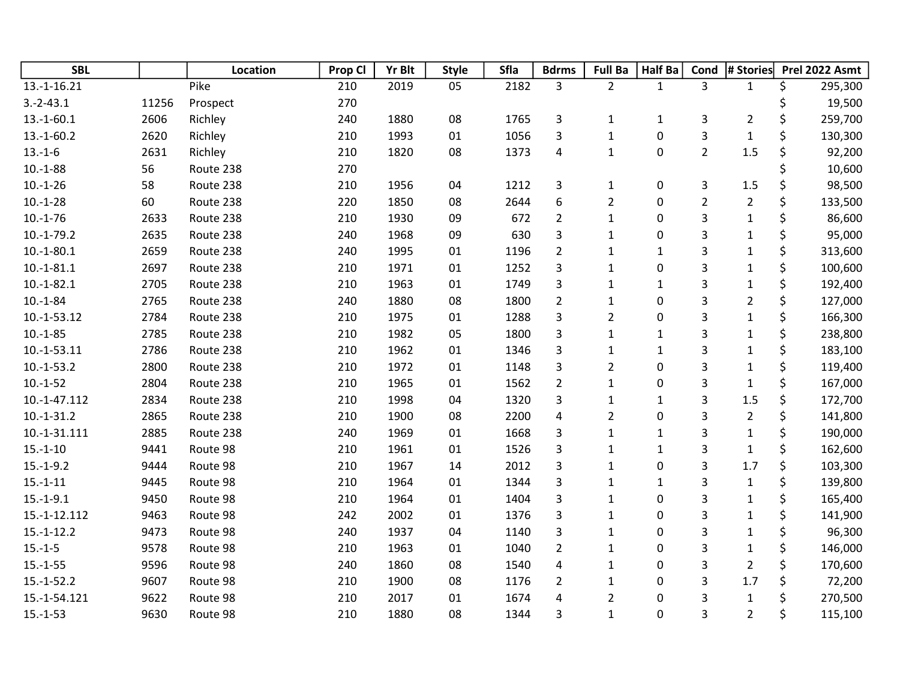| SBL | | Location | Prop Cl | Yr Blt | Style | Sfla | Bdrms | Full Ba | Half Ba | Cond | # Stories | Prel 2022 Asmt |
|---|---|---|---|---|---|---|---|---|---|---|---|---|
| 13.-1-16.21 | | Pike | 210 | 2019 | 05 | 2182 | 3 | 2 | 1 | 3 | 1 | $ 295,300 |
| 3.-2-43.1 | 11256 | Prospect | 270 | | | | | | | | | $ 19,500 |
| 13.-1-60.1 | 2606 | Richley | 240 | 1880 | 08 | 1765 | 3 | 1 | 1 | 3 | 2 | $ 259,700 |
| 13.-1-60.2 | 2620 | Richley | 210 | 1993 | 01 | 1056 | 3 | 1 | 0 | 3 | 1 | $ 130,300 |
| 13.-1-6 | 2631 | Richley | 210 | 1820 | 08 | 1373 | 4 | 1 | 0 | 2 | 1.5 | $ 92,200 |
| 10.-1-88 | 56 | Route 238 | 270 | | | | | | | | | $ 10,600 |
| 10.-1-26 | 58 | Route 238 | 210 | 1956 | 04 | 1212 | 3 | 1 | 0 | 3 | 1.5 | $ 98,500 |
| 10.-1-28 | 60 | Route 238 | 220 | 1850 | 08 | 2644 | 6 | 2 | 0 | 2 | 2 | $ 133,500 |
| 10.-1-76 | 2633 | Route 238 | 210 | 1930 | 09 | 672 | 2 | 1 | 0 | 3 | 1 | $ 86,600 |
| 10.-1-79.2 | 2635 | Route 238 | 240 | 1968 | 09 | 630 | 3 | 1 | 0 | 3 | 1 | $ 95,000 |
| 10.-1-80.1 | 2659 | Route 238 | 240 | 1995 | 01 | 1196 | 2 | 1 | 1 | 3 | 1 | $ 313,600 |
| 10.-1-81.1 | 2697 | Route 238 | 210 | 1971 | 01 | 1252 | 3 | 1 | 0 | 3 | 1 | $ 100,600 |
| 10.-1-82.1 | 2705 | Route 238 | 210 | 1963 | 01 | 1749 | 3 | 1 | 1 | 3 | 1 | $ 192,400 |
| 10.-1-84 | 2765 | Route 238 | 240 | 1880 | 08 | 1800 | 2 | 1 | 0 | 3 | 2 | $ 127,000 |
| 10.-1-53.12 | 2784 | Route 238 | 210 | 1975 | 01 | 1288 | 3 | 2 | 0 | 3 | 1 | $ 166,300 |
| 10.-1-85 | 2785 | Route 238 | 210 | 1982 | 05 | 1800 | 3 | 1 | 1 | 3 | 1 | $ 238,800 |
| 10.-1-53.11 | 2786 | Route 238 | 210 | 1962 | 01 | 1346 | 3 | 1 | 1 | 3 | 1 | $ 183,100 |
| 10.-1-53.2 | 2800 | Route 238 | 210 | 1972 | 01 | 1148 | 3 | 2 | 0 | 3 | 1 | $ 119,400 |
| 10.-1-52 | 2804 | Route 238 | 210 | 1965 | 01 | 1562 | 2 | 1 | 0 | 3 | 1 | $ 167,000 |
| 10.-1-47.112 | 2834 | Route 238 | 210 | 1998 | 04 | 1320 | 3 | 1 | 1 | 3 | 1.5 | $ 172,700 |
| 10.-1-31.2 | 2865 | Route 238 | 210 | 1900 | 08 | 2200 | 4 | 2 | 0 | 3 | 2 | $ 141,800 |
| 10.-1-31.111 | 2885 | Route 238 | 240 | 1969 | 01 | 1668 | 3 | 1 | 1 | 3 | 1 | $ 190,000 |
| 15.-1-10 | 9441 | Route 98 | 210 | 1961 | 01 | 1526 | 3 | 1 | 1 | 3 | 1 | $ 162,600 |
| 15.-1-9.2 | 9444 | Route 98 | 210 | 1967 | 14 | 2012 | 3 | 1 | 0 | 3 | 1.7 | $ 103,300 |
| 15.-1-11 | 9445 | Route 98 | 210 | 1964 | 01 | 1344 | 3 | 1 | 1 | 3 | 1 | $ 139,800 |
| 15.-1-9.1 | 9450 | Route 98 | 210 | 1964 | 01 | 1404 | 3 | 1 | 0 | 3 | 1 | $ 165,400 |
| 15.-1-12.112 | 9463 | Route 98 | 242 | 2002 | 01 | 1376 | 3 | 1 | 0 | 3 | 1 | $ 141,900 |
| 15.-1-12.2 | 9473 | Route 98 | 240 | 1937 | 04 | 1140 | 3 | 1 | 0 | 3 | 1 | $ 96,300 |
| 15.-1-5 | 9578 | Route 98 | 210 | 1963 | 01 | 1040 | 2 | 1 | 0 | 3 | 1 | $ 146,000 |
| 15.-1-55 | 9596 | Route 98 | 240 | 1860 | 08 | 1540 | 4 | 1 | 0 | 3 | 2 | $ 170,600 |
| 15.-1-52.2 | 9607 | Route 98 | 210 | 1900 | 08 | 1176 | 2 | 1 | 0 | 3 | 1.7 | $ 72,200 |
| 15.-1-54.121 | 9622 | Route 98 | 210 | 2017 | 01 | 1674 | 4 | 2 | 0 | 3 | 1 | $ 270,500 |
| 15.-1-53 | 9630 | Route 98 | 210 | 1880 | 08 | 1344 | 3 | 1 | 0 | 3 | 2 | $ 115,100 |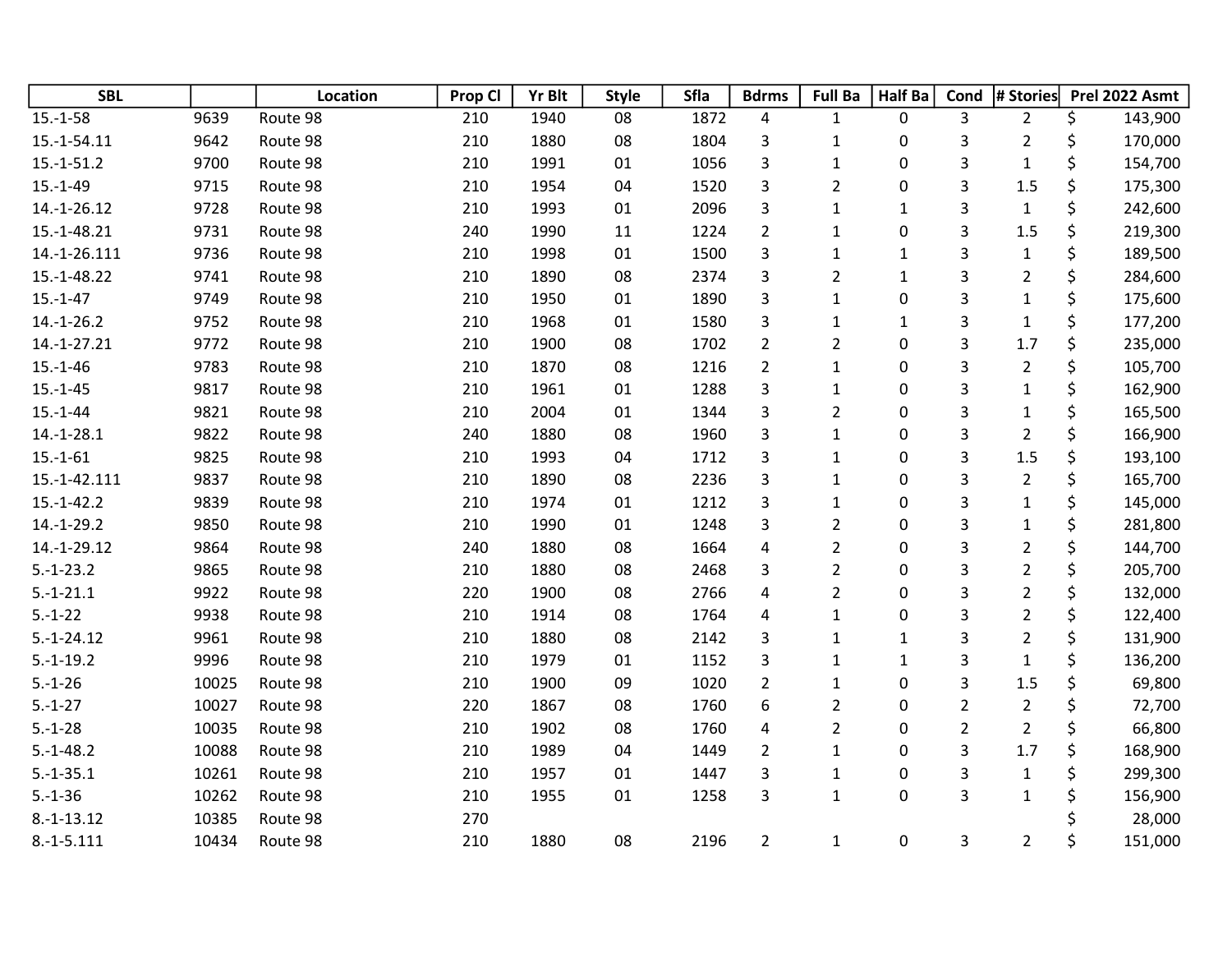| SBL | | Location | Prop Cl | Yr Blt | Style | Sfla | Bdrms | Full Ba | Half Ba | Cond | # Stories | Prel 2022 Asmt |
|---|---|---|---|---|---|---|---|---|---|---|---|---|
| 15.-1-58 | 9639 | Route 98 | 210 | 1940 | 08 | 1872 | 4 | 1 | 0 | 3 | 2 | $ 143,900 |
| 15.-1-54.11 | 9642 | Route 98 | 210 | 1880 | 08 | 1804 | 3 | 1 | 0 | 3 | 2 | $ 170,000 |
| 15.-1-51.2 | 9700 | Route 98 | 210 | 1991 | 01 | 1056 | 3 | 1 | 0 | 3 | 1 | $ 154,700 |
| 15.-1-49 | 9715 | Route 98 | 210 | 1954 | 04 | 1520 | 3 | 2 | 0 | 3 | 1.5 | $ 175,300 |
| 14.-1-26.12 | 9728 | Route 98 | 210 | 1993 | 01 | 2096 | 3 | 1 | 1 | 3 | 1 | $ 242,600 |
| 15.-1-48.21 | 9731 | Route 98 | 240 | 1990 | 11 | 1224 | 2 | 1 | 0 | 3 | 1.5 | $ 219,300 |
| 14.-1-26.111 | 9736 | Route 98 | 210 | 1998 | 01 | 1500 | 3 | 1 | 1 | 3 | 1 | $ 189,500 |
| 15.-1-48.22 | 9741 | Route 98 | 210 | 1890 | 08 | 2374 | 3 | 2 | 1 | 3 | 2 | $ 284,600 |
| 15.-1-47 | 9749 | Route 98 | 210 | 1950 | 01 | 1890 | 3 | 1 | 0 | 3 | 1 | $ 175,600 |
| 14.-1-26.2 | 9752 | Route 98 | 210 | 1968 | 01 | 1580 | 3 | 1 | 1 | 3 | 1 | $ 177,200 |
| 14.-1-27.21 | 9772 | Route 98 | 210 | 1900 | 08 | 1702 | 2 | 2 | 0 | 3 | 1.7 | $ 235,000 |
| 15.-1-46 | 9783 | Route 98 | 210 | 1870 | 08 | 1216 | 2 | 1 | 0 | 3 | 2 | $ 105,700 |
| 15.-1-45 | 9817 | Route 98 | 210 | 1961 | 01 | 1288 | 3 | 1 | 0 | 3 | 1 | $ 162,900 |
| 15.-1-44 | 9821 | Route 98 | 210 | 2004 | 01 | 1344 | 3 | 2 | 0 | 3 | 1 | $ 165,500 |
| 14.-1-28.1 | 9822 | Route 98 | 240 | 1880 | 08 | 1960 | 3 | 1 | 0 | 3 | 2 | $ 166,900 |
| 15.-1-61 | 9825 | Route 98 | 210 | 1993 | 04 | 1712 | 3 | 1 | 0 | 3 | 1.5 | $ 193,100 |
| 15.-1-42.111 | 9837 | Route 98 | 210 | 1890 | 08 | 2236 | 3 | 1 | 0 | 3 | 2 | $ 165,700 |
| 15.-1-42.2 | 9839 | Route 98 | 210 | 1974 | 01 | 1212 | 3 | 1 | 0 | 3 | 1 | $ 145,000 |
| 14.-1-29.2 | 9850 | Route 98 | 210 | 1990 | 01 | 1248 | 3 | 2 | 0 | 3 | 1 | $ 281,800 |
| 14.-1-29.12 | 9864 | Route 98 | 240 | 1880 | 08 | 1664 | 4 | 2 | 0 | 3 | 2 | $ 144,700 |
| 5.-1-23.2 | 9865 | Route 98 | 210 | 1880 | 08 | 2468 | 3 | 2 | 0 | 3 | 2 | $ 205,700 |
| 5.-1-21.1 | 9922 | Route 98 | 220 | 1900 | 08 | 2766 | 4 | 2 | 0 | 3 | 2 | $ 132,000 |
| 5.-1-22 | 9938 | Route 98 | 210 | 1914 | 08 | 1764 | 4 | 1 | 0 | 3 | 2 | $ 122,400 |
| 5.-1-24.12 | 9961 | Route 98 | 210 | 1880 | 08 | 2142 | 3 | 1 | 1 | 3 | 2 | $ 131,900 |
| 5.-1-19.2 | 9996 | Route 98 | 210 | 1979 | 01 | 1152 | 3 | 1 | 1 | 3 | 1 | $ 136,200 |
| 5.-1-26 | 10025 | Route 98 | 210 | 1900 | 09 | 1020 | 2 | 1 | 0 | 3 | 1.5 | $ 69,800 |
| 5.-1-27 | 10027 | Route 98 | 220 | 1867 | 08 | 1760 | 6 | 2 | 0 | 2 | 2 | $ 72,700 |
| 5.-1-28 | 10035 | Route 98 | 210 | 1902 | 08 | 1760 | 4 | 2 | 0 | 2 | 2 | $ 66,800 |
| 5.-1-48.2 | 10088 | Route 98 | 210 | 1989 | 04 | 1449 | 2 | 1 | 0 | 3 | 1.7 | $ 168,900 |
| 5.-1-35.1 | 10261 | Route 98 | 210 | 1957 | 01 | 1447 | 3 | 1 | 0 | 3 | 1 | $ 299,300 |
| 5.-1-36 | 10262 | Route 98 | 210 | 1955 | 01 | 1258 | 3 | 1 | 0 | 3 | 1 | $ 156,900 |
| 8.-1-13.12 | 10385 | Route 98 | 270 | | | | | | | | | $ 28,000 |
| 8.-1-5.111 | 10434 | Route 98 | 210 | 1880 | 08 | 2196 | 2 | 1 | 0 | 3 | 2 | $ 151,000 |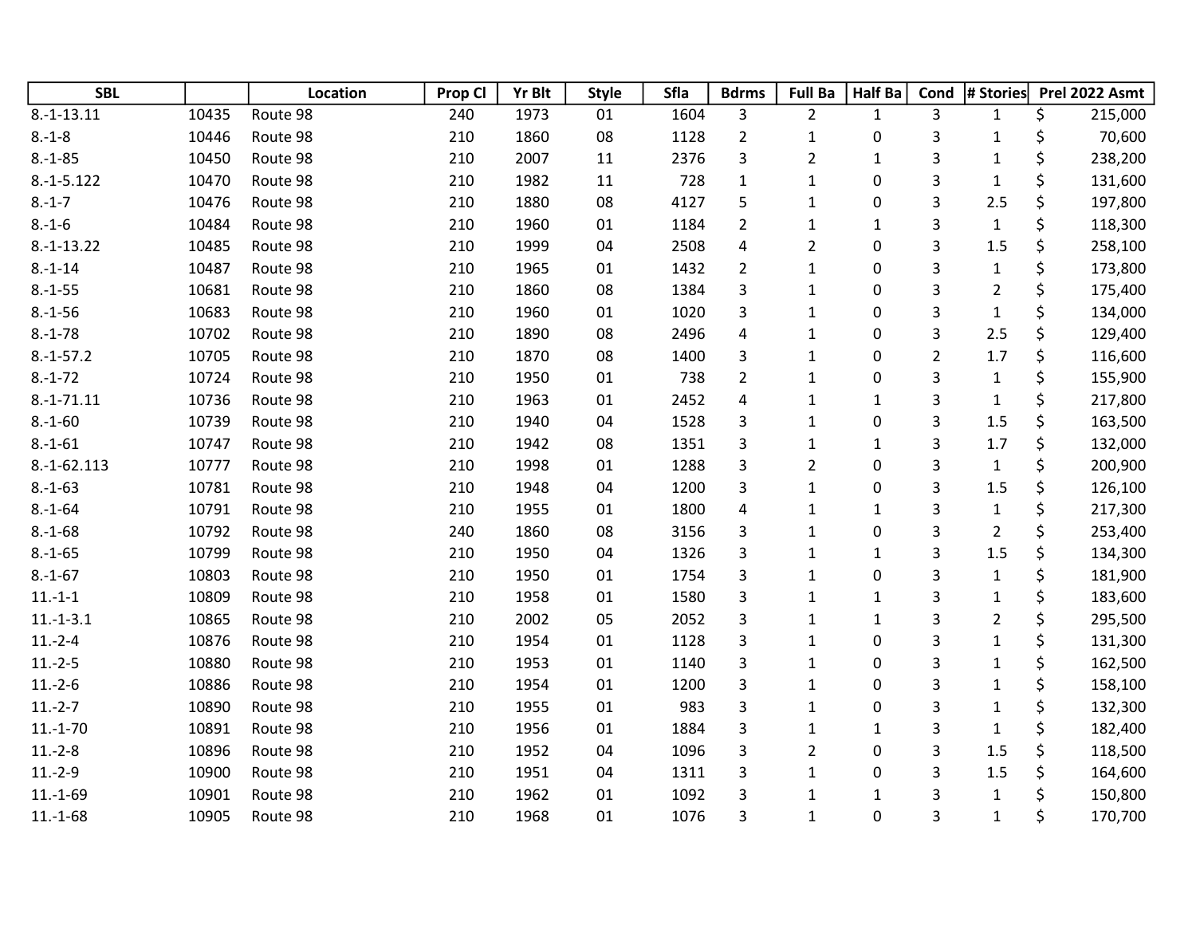| SBL | | Location | Prop Cl | Yr Blt | Style | Sfla | Bdrms | Full Ba | Half Ba | Cond | # Stories | Prel 2022 Asmt |
|---|---|---|---|---|---|---|---|---|---|---|---|---|
| 8.-1-13.11 | 10435 | Route 98 | 240 | 1973 | 01 | 1604 | 3 | 2 | 1 | 3 | 1 | $ 215,000 |
| 8.-1-8 | 10446 | Route 98 | 210 | 1860 | 08 | 1128 | 2 | 1 | 0 | 3 | 1 | $ 70,600 |
| 8.-1-85 | 10450 | Route 98 | 210 | 2007 | 11 | 2376 | 3 | 2 | 1 | 3 | 1 | $ 238,200 |
| 8.-1-5.122 | 10470 | Route 98 | 210 | 1982 | 11 | 728 | 1 | 1 | 0 | 3 | 1 | $ 131,600 |
| 8.-1-7 | 10476 | Route 98 | 210 | 1880 | 08 | 4127 | 5 | 1 | 0 | 3 | 2.5 | $ 197,800 |
| 8.-1-6 | 10484 | Route 98 | 210 | 1960 | 01 | 1184 | 2 | 1 | 1 | 3 | 1 | $ 118,300 |
| 8.-1-13.22 | 10485 | Route 98 | 210 | 1999 | 04 | 2508 | 4 | 2 | 0 | 3 | 1.5 | $ 258,100 |
| 8.-1-14 | 10487 | Route 98 | 210 | 1965 | 01 | 1432 | 2 | 1 | 0 | 3 | 1 | $ 173,800 |
| 8.-1-55 | 10681 | Route 98 | 210 | 1860 | 08 | 1384 | 3 | 1 | 0 | 3 | 2 | $ 175,400 |
| 8.-1-56 | 10683 | Route 98 | 210 | 1960 | 01 | 1020 | 3 | 1 | 0 | 3 | 1 | $ 134,000 |
| 8.-1-78 | 10702 | Route 98 | 210 | 1890 | 08 | 2496 | 4 | 1 | 0 | 3 | 2.5 | $ 129,400 |
| 8.-1-57.2 | 10705 | Route 98 | 210 | 1870 | 08 | 1400 | 3 | 1 | 0 | 2 | 1.7 | $ 116,600 |
| 8.-1-72 | 10724 | Route 98 | 210 | 1950 | 01 | 738 | 2 | 1 | 0 | 3 | 1 | $ 155,900 |
| 8.-1-71.11 | 10736 | Route 98 | 210 | 1963 | 01 | 2452 | 4 | 1 | 1 | 3 | 1 | $ 217,800 |
| 8.-1-60 | 10739 | Route 98 | 210 | 1940 | 04 | 1528 | 3 | 1 | 0 | 3 | 1.5 | $ 163,500 |
| 8.-1-61 | 10747 | Route 98 | 210 | 1942 | 08 | 1351 | 3 | 1 | 1 | 3 | 1.7 | $ 132,000 |
| 8.-1-62.113 | 10777 | Route 98 | 210 | 1998 | 01 | 1288 | 3 | 2 | 0 | 3 | 1 | $ 200,900 |
| 8.-1-63 | 10781 | Route 98 | 210 | 1948 | 04 | 1200 | 3 | 1 | 0 | 3 | 1.5 | $ 126,100 |
| 8.-1-64 | 10791 | Route 98 | 210 | 1955 | 01 | 1800 | 4 | 1 | 1 | 3 | 1 | $ 217,300 |
| 8.-1-68 | 10792 | Route 98 | 240 | 1860 | 08 | 3156 | 3 | 1 | 0 | 3 | 2 | $ 253,400 |
| 8.-1-65 | 10799 | Route 98 | 210 | 1950 | 04 | 1326 | 3 | 1 | 1 | 3 | 1.5 | $ 134,300 |
| 8.-1-67 | 10803 | Route 98 | 210 | 1950 | 01 | 1754 | 3 | 1 | 0 | 3 | 1 | $ 181,900 |
| 11.-1-1 | 10809 | Route 98 | 210 | 1958 | 01 | 1580 | 3 | 1 | 1 | 3 | 1 | $ 183,600 |
| 11.-1-3.1 | 10865 | Route 98 | 210 | 2002 | 05 | 2052 | 3 | 1 | 1 | 3 | 2 | $ 295,500 |
| 11.-2-4 | 10876 | Route 98 | 210 | 1954 | 01 | 1128 | 3 | 1 | 0 | 3 | 1 | $ 131,300 |
| 11.-2-5 | 10880 | Route 98 | 210 | 1953 | 01 | 1140 | 3 | 1 | 0 | 3 | 1 | $ 162,500 |
| 11.-2-6 | 10886 | Route 98 | 210 | 1954 | 01 | 1200 | 3 | 1 | 0 | 3 | 1 | $ 158,100 |
| 11.-2-7 | 10890 | Route 98 | 210 | 1955 | 01 | 983 | 3 | 1 | 0 | 3 | 1 | $ 132,300 |
| 11.-1-70 | 10891 | Route 98 | 210 | 1956 | 01 | 1884 | 3 | 1 | 1 | 3 | 1 | $ 182,400 |
| 11.-2-8 | 10896 | Route 98 | 210 | 1952 | 04 | 1096 | 3 | 2 | 0 | 3 | 1.5 | $ 118,500 |
| 11.-2-9 | 10900 | Route 98 | 210 | 1951 | 04 | 1311 | 3 | 1 | 0 | 3 | 1.5 | $ 164,600 |
| 11.-1-69 | 10901 | Route 98 | 210 | 1962 | 01 | 1092 | 3 | 1 | 1 | 3 | 1 | $ 150,800 |
| 11.-1-68 | 10905 | Route 98 | 210 | 1968 | 01 | 1076 | 3 | 1 | 0 | 3 | 1 | $ 170,700 |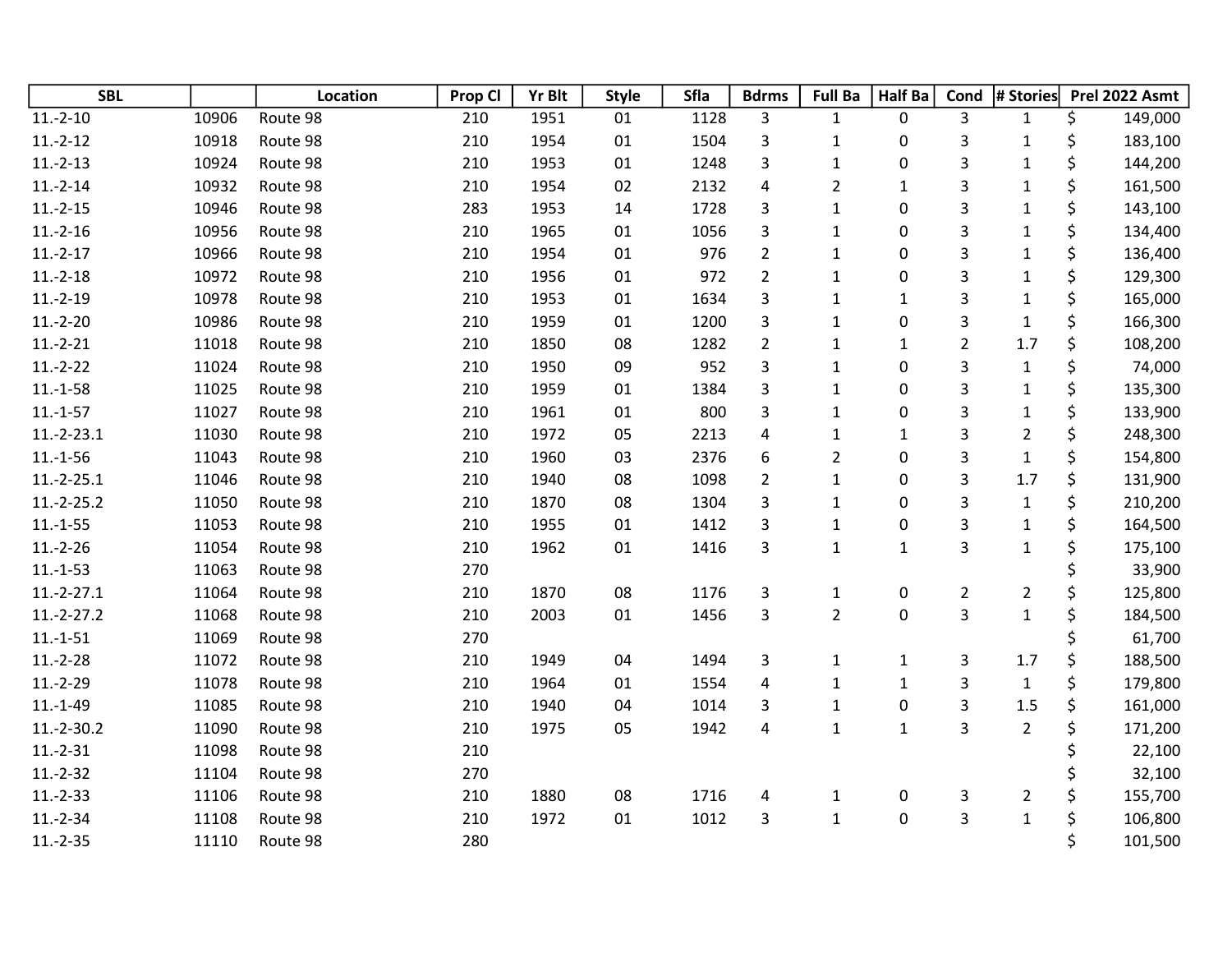| SBL | | Location | Prop Cl | Yr Blt | Style | Sfla | Bdrms | Full Ba | Half Ba | Cond | # Stories | Prel 2022 Asmt |
|---|---|---|---|---|---|---|---|---|---|---|---|---|
| 11.-2-10 | 10906 | Route 98 | 210 | 1951 | 01 | 1128 | 3 | 1 | 0 | 3 | 1 | $ 149,000 |
| 11.-2-12 | 10918 | Route 98 | 210 | 1954 | 01 | 1504 | 3 | 1 | 0 | 3 | 1 | $ 183,100 |
| 11.-2-13 | 10924 | Route 98 | 210 | 1953 | 01 | 1248 | 3 | 1 | 0 | 3 | 1 | $ 144,200 |
| 11.-2-14 | 10932 | Route 98 | 210 | 1954 | 02 | 2132 | 4 | 2 | 1 | 3 | 1 | $ 161,500 |
| 11.-2-15 | 10946 | Route 98 | 283 | 1953 | 14 | 1728 | 3 | 1 | 0 | 3 | 1 | $ 143,100 |
| 11.-2-16 | 10956 | Route 98 | 210 | 1965 | 01 | 1056 | 3 | 1 | 0 | 3 | 1 | $ 134,400 |
| 11.-2-17 | 10966 | Route 98 | 210 | 1954 | 01 | 976 | 2 | 1 | 0 | 3 | 1 | $ 136,400 |
| 11.-2-18 | 10972 | Route 98 | 210 | 1956 | 01 | 972 | 2 | 1 | 0 | 3 | 1 | $ 129,300 |
| 11.-2-19 | 10978 | Route 98 | 210 | 1953 | 01 | 1634 | 3 | 1 | 1 | 3 | 1 | $ 165,000 |
| 11.-2-20 | 10986 | Route 98 | 210 | 1959 | 01 | 1200 | 3 | 1 | 0 | 3 | 1 | $ 166,300 |
| 11.-2-21 | 11018 | Route 98 | 210 | 1850 | 08 | 1282 | 2 | 1 | 1 | 2 | 1.7 | $ 108,200 |
| 11.-2-22 | 11024 | Route 98 | 210 | 1950 | 09 | 952 | 3 | 1 | 0 | 3 | 1 | $ 74,000 |
| 11.-1-58 | 11025 | Route 98 | 210 | 1959 | 01 | 1384 | 3 | 1 | 0 | 3 | 1 | $ 135,300 |
| 11.-1-57 | 11027 | Route 98 | 210 | 1961 | 01 | 800 | 3 | 1 | 0 | 3 | 1 | $ 133,900 |
| 11.-2-23.1 | 11030 | Route 98 | 210 | 1972 | 05 | 2213 | 4 | 1 | 1 | 3 | 2 | $ 248,300 |
| 11.-1-56 | 11043 | Route 98 | 210 | 1960 | 03 | 2376 | 6 | 2 | 0 | 3 | 1 | $ 154,800 |
| 11.-2-25.1 | 11046 | Route 98 | 210 | 1940 | 08 | 1098 | 2 | 1 | 0 | 3 | 1.7 | $ 131,900 |
| 11.-2-25.2 | 11050 | Route 98 | 210 | 1870 | 08 | 1304 | 3 | 1 | 0 | 3 | 1 | $ 210,200 |
| 11.-1-55 | 11053 | Route 98 | 210 | 1955 | 01 | 1412 | 3 | 1 | 0 | 3 | 1 | $ 164,500 |
| 11.-2-26 | 11054 | Route 98 | 210 | 1962 | 01 | 1416 | 3 | 1 | 1 | 3 | 1 | $ 175,100 |
| 11.-1-53 | 11063 | Route 98 | 270 | | | | | | | | | $ 33,900 |
| 11.-2-27.1 | 11064 | Route 98 | 210 | 1870 | 08 | 1176 | 3 | 1 | 0 | 2 | 2 | $ 125,800 |
| 11.-2-27.2 | 11068 | Route 98 | 210 | 2003 | 01 | 1456 | 3 | 2 | 0 | 3 | 1 | $ 184,500 |
| 11.-1-51 | 11069 | Route 98 | 270 | | | | | | | | | $ 61,700 |
| 11.-2-28 | 11072 | Route 98 | 210 | 1949 | 04 | 1494 | 3 | 1 | 1 | 3 | 1.7 | $ 188,500 |
| 11.-2-29 | 11078 | Route 98 | 210 | 1964 | 01 | 1554 | 4 | 1 | 1 | 3 | 1 | $ 179,800 |
| 11.-1-49 | 11085 | Route 98 | 210 | 1940 | 04 | 1014 | 3 | 1 | 0 | 3 | 1.5 | $ 161,000 |
| 11.-2-30.2 | 11090 | Route 98 | 210 | 1975 | 05 | 1942 | 4 | 1 | 1 | 3 | 2 | $ 171,200 |
| 11.-2-31 | 11098 | Route 98 | 210 | | | | | | | | | $ 22,100 |
| 11.-2-32 | 11104 | Route 98 | 270 | | | | | | | | | $ 32,100 |
| 11.-2-33 | 11106 | Route 98 | 210 | 1880 | 08 | 1716 | 4 | 1 | 0 | 3 | 2 | $ 155,700 |
| 11.-2-34 | 11108 | Route 98 | 210 | 1972 | 01 | 1012 | 3 | 1 | 0 | 3 | 1 | $ 106,800 |
| 11.-2-35 | 11110 | Route 98 | 280 | | | | | | | | | $ 101,500 |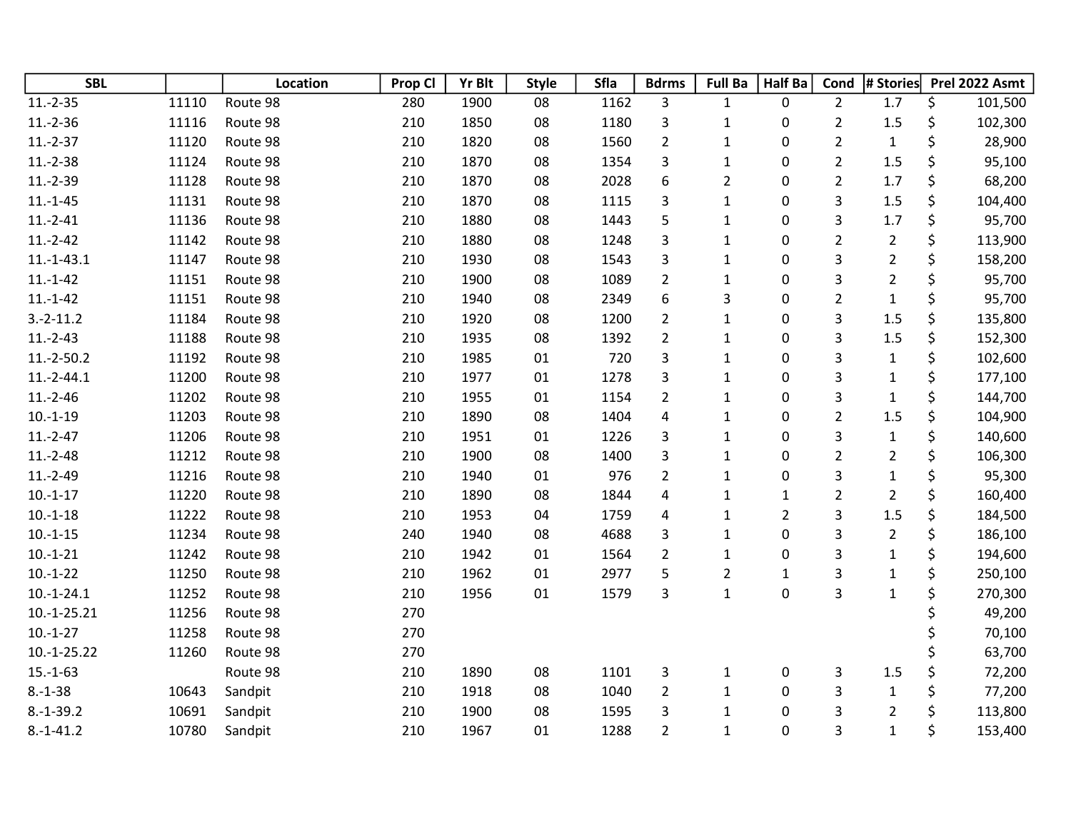| SBL | | Location | Prop Cl | Yr Blt | Style | Sfla | Bdrms | Full Ba | Half Ba | Cond | # Stories | Prel 2022 Asmt |
|---|---|---|---|---|---|---|---|---|---|---|---|---|
| 11.-2-35 | 11110 | Route 98 | 280 | 1900 | 08 | 1162 | 3 | 1 | 0 | 2 | 1.7 | $ 101,500 |
| 11.-2-36 | 11116 | Route 98 | 210 | 1850 | 08 | 1180 | 3 | 1 | 0 | 2 | 1.5 | $ 102,300 |
| 11.-2-37 | 11120 | Route 98 | 210 | 1820 | 08 | 1560 | 2 | 1 | 0 | 2 | 1 | $ 28,900 |
| 11.-2-38 | 11124 | Route 98 | 210 | 1870 | 08 | 1354 | 3 | 1 | 0 | 2 | 1.5 | $ 95,100 |
| 11.-2-39 | 11128 | Route 98 | 210 | 1870 | 08 | 2028 | 6 | 2 | 0 | 2 | 1.7 | $ 68,200 |
| 11.-1-45 | 11131 | Route 98 | 210 | 1870 | 08 | 1115 | 3 | 1 | 0 | 3 | 1.5 | $ 104,400 |
| 11.-2-41 | 11136 | Route 98 | 210 | 1880 | 08 | 1443 | 5 | 1 | 0 | 3 | 1.7 | $ 95,700 |
| 11.-2-42 | 11142 | Route 98 | 210 | 1880 | 08 | 1248 | 3 | 1 | 0 | 2 | 2 | $ 113,900 |
| 11.-1-43.1 | 11147 | Route 98 | 210 | 1930 | 08 | 1543 | 3 | 1 | 0 | 3 | 2 | $ 158,200 |
| 11.-1-42 | 11151 | Route 98 | 210 | 1900 | 08 | 1089 | 2 | 1 | 0 | 3 | 2 | $ 95,700 |
| 11.-1-42 | 11151 | Route 98 | 210 | 1940 | 08 | 2349 | 6 | 3 | 0 | 2 | 1 | $ 95,700 |
| 3.-2-11.2 | 11184 | Route 98 | 210 | 1920 | 08 | 1200 | 2 | 1 | 0 | 3 | 1.5 | $ 135,800 |
| 11.-2-43 | 11188 | Route 98 | 210 | 1935 | 08 | 1392 | 2 | 1 | 0 | 3 | 1.5 | $ 152,300 |
| 11.-2-50.2 | 11192 | Route 98 | 210 | 1985 | 01 | 720 | 3 | 1 | 0 | 3 | 1 | $ 102,600 |
| 11.-2-44.1 | 11200 | Route 98 | 210 | 1977 | 01 | 1278 | 3 | 1 | 0 | 3 | 1 | $ 177,100 |
| 11.-2-46 | 11202 | Route 98 | 210 | 1955 | 01 | 1154 | 2 | 1 | 0 | 3 | 1 | $ 144,700 |
| 10.-1-19 | 11203 | Route 98 | 210 | 1890 | 08 | 1404 | 4 | 1 | 0 | 2 | 1.5 | $ 104,900 |
| 11.-2-47 | 11206 | Route 98 | 210 | 1951 | 01 | 1226 | 3 | 1 | 0 | 3 | 1 | $ 140,600 |
| 11.-2-48 | 11212 | Route 98 | 210 | 1900 | 08 | 1400 | 3 | 1 | 0 | 2 | 2 | $ 106,300 |
| 11.-2-49 | 11216 | Route 98 | 210 | 1940 | 01 | 976 | 2 | 1 | 0 | 3 | 1 | $ 95,300 |
| 10.-1-17 | 11220 | Route 98 | 210 | 1890 | 08 | 1844 | 4 | 1 | 1 | 2 | 2 | $ 160,400 |
| 10.-1-18 | 11222 | Route 98 | 210 | 1953 | 04 | 1759 | 4 | 1 | 2 | 3 | 1.5 | $ 184,500 |
| 10.-1-15 | 11234 | Route 98 | 240 | 1940 | 08 | 4688 | 3 | 1 | 0 | 3 | 2 | $ 186,100 |
| 10.-1-21 | 11242 | Route 98 | 210 | 1942 | 01 | 1564 | 2 | 1 | 0 | 3 | 1 | $ 194,600 |
| 10.-1-22 | 11250 | Route 98 | 210 | 1962 | 01 | 2977 | 5 | 2 | 1 | 3 | 1 | $ 250,100 |
| 10.-1-24.1 | 11252 | Route 98 | 210 | 1956 | 01 | 1579 | 3 | 1 | 0 | 3 | 1 | $ 270,300 |
| 10.-1-25.21 | 11256 | Route 98 | 270 | | | | | | | | | $ 49,200 |
| 10.-1-27 | 11258 | Route 98 | 270 | | | | | | | | | $ 70,100 |
| 10.-1-25.22 | 11260 | Route 98 | 270 | | | | | | | | | $ 63,700 |
| 15.-1-63 | | Route 98 | 210 | 1890 | 08 | 1101 | 3 | 1 | 0 | 3 | 1.5 | $ 72,200 |
| 8.-1-38 | 10643 | Sandpit | 210 | 1918 | 08 | 1040 | 2 | 1 | 0 | 3 | 1 | $ 77,200 |
| 8.-1-39.2 | 10691 | Sandpit | 210 | 1900 | 08 | 1595 | 3 | 1 | 0 | 3 | 2 | $ 113,800 |
| 8.-1-41.2 | 10780 | Sandpit | 210 | 1967 | 01 | 1288 | 2 | 1 | 0 | 3 | 1 | $ 153,400 |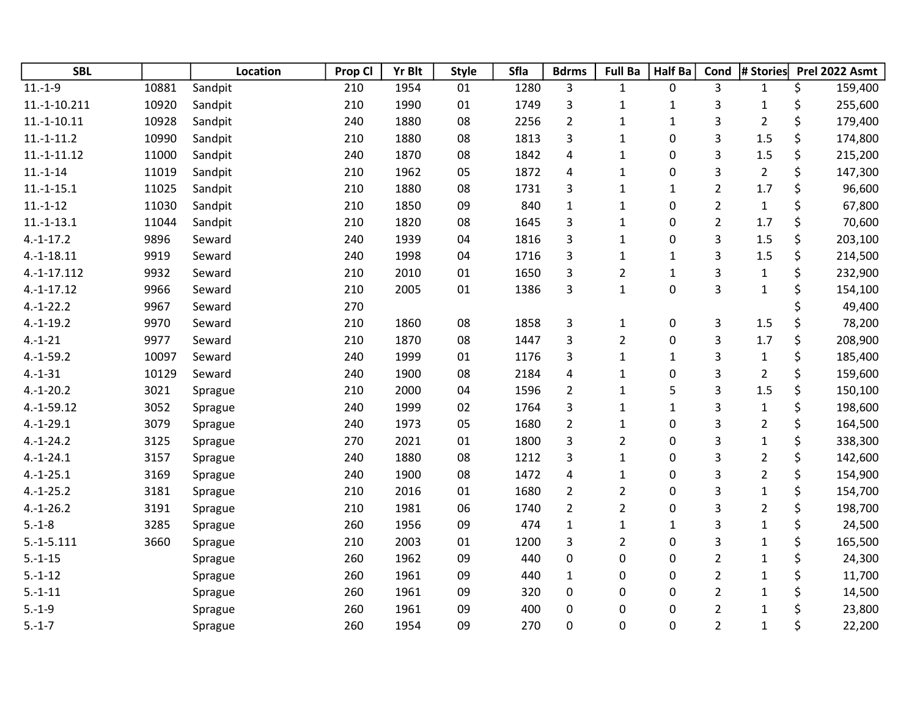| SBL | | Location | Prop Cl | Yr Blt | Style | Sfla | Bdrms | Full Ba | Half Ba | Cond | # Stories | Prel 2022 Asmt |
|---|---|---|---|---|---|---|---|---|---|---|---|---|
| 11.-1-9 | 10881 | Sandpit | 210 | 1954 | 01 | 1280 | 3 | 1 | 0 | 3 | 1 | $ 159,400 |
| 11.-1-10.211 | 10920 | Sandpit | 210 | 1990 | 01 | 1749 | 3 | 1 | 1 | 3 | 1 | $ 255,600 |
| 11.-1-10.11 | 10928 | Sandpit | 240 | 1880 | 08 | 2256 | 2 | 1 | 1 | 3 | 2 | $ 179,400 |
| 11.-1-11.2 | 10990 | Sandpit | 210 | 1880 | 08 | 1813 | 3 | 1 | 0 | 3 | 1.5 | $ 174,800 |
| 11.-1-11.12 | 11000 | Sandpit | 240 | 1870 | 08 | 1842 | 4 | 1 | 0 | 3 | 1.5 | $ 215,200 |
| 11.-1-14 | 11019 | Sandpit | 210 | 1962 | 05 | 1872 | 4 | 1 | 0 | 3 | 2 | $ 147,300 |
| 11.-1-15.1 | 11025 | Sandpit | 210 | 1880 | 08 | 1731 | 3 | 1 | 1 | 2 | 1.7 | $ 96,600 |
| 11.-1-12 | 11030 | Sandpit | 210 | 1850 | 09 | 840 | 1 | 1 | 0 | 2 | 1 | $ 67,800 |
| 11.-1-13.1 | 11044 | Sandpit | 210 | 1820 | 08 | 1645 | 3 | 1 | 0 | 2 | 1.7 | $ 70,600 |
| 4.-1-17.2 | 9896 | Seward | 240 | 1939 | 04 | 1816 | 3 | 1 | 0 | 3 | 1.5 | $ 203,100 |
| 4.-1-18.11 | 9919 | Seward | 240 | 1998 | 04 | 1716 | 3 | 1 | 1 | 3 | 1.5 | $ 214,500 |
| 4.-1-17.112 | 9932 | Seward | 210 | 2010 | 01 | 1650 | 3 | 2 | 1 | 3 | 1 | $ 232,900 |
| 4.-1-17.12 | 9966 | Seward | 210 | 2005 | 01 | 1386 | 3 | 1 | 0 | 3 | 1 | $ 154,100 |
| 4.-1-22.2 | 9967 | Seward | 270 | | | | | | | | | $ 49,400 |
| 4.-1-19.2 | 9970 | Seward | 210 | 1860 | 08 | 1858 | 3 | 1 | 0 | 3 | 1.5 | $ 78,200 |
| 4.-1-21 | 9977 | Seward | 210 | 1870 | 08 | 1447 | 3 | 2 | 0 | 3 | 1.7 | $ 208,900 |
| 4.-1-59.2 | 10097 | Seward | 240 | 1999 | 01 | 1176 | 3 | 1 | 1 | 3 | 1 | $ 185,400 |
| 4.-1-31 | 10129 | Seward | 240 | 1900 | 08 | 2184 | 4 | 1 | 0 | 3 | 2 | $ 159,600 |
| 4.-1-20.2 | 3021 | Sprague | 210 | 2000 | 04 | 1596 | 2 | 1 | 5 | 3 | 1.5 | $ 150,100 |
| 4.-1-59.12 | 3052 | Sprague | 240 | 1999 | 02 | 1764 | 3 | 1 | 1 | 3 | 1 | $ 198,600 |
| 4.-1-29.1 | 3079 | Sprague | 240 | 1973 | 05 | 1680 | 2 | 1 | 0 | 3 | 2 | $ 164,500 |
| 4.-1-24.2 | 3125 | Sprague | 270 | 2021 | 01 | 1800 | 3 | 2 | 0 | 3 | 1 | $ 338,300 |
| 4.-1-24.1 | 3157 | Sprague | 240 | 1880 | 08 | 1212 | 3 | 1 | 0 | 3 | 2 | $ 142,600 |
| 4.-1-25.1 | 3169 | Sprague | 240 | 1900 | 08 | 1472 | 4 | 1 | 0 | 3 | 2 | $ 154,900 |
| 4.-1-25.2 | 3181 | Sprague | 210 | 2016 | 01 | 1680 | 2 | 2 | 0 | 3 | 1 | $ 154,700 |
| 4.-1-26.2 | 3191 | Sprague | 210 | 1981 | 06 | 1740 | 2 | 2 | 0 | 3 | 2 | $ 198,700 |
| 5.-1-8 | 3285 | Sprague | 260 | 1956 | 09 | 474 | 1 | 1 | 1 | 3 | 1 | $ 24,500 |
| 5.-1-5.111 | 3660 | Sprague | 210 | 2003 | 01 | 1200 | 3 | 2 | 0 | 3 | 1 | $ 165,500 |
| 5.-1-15 | | Sprague | 260 | 1962 | 09 | 440 | 0 | 0 | 0 | 2 | 1 | $ 24,300 |
| 5.-1-12 | | Sprague | 260 | 1961 | 09 | 440 | 1 | 0 | 0 | 2 | 1 | $ 11,700 |
| 5.-1-11 | | Sprague | 260 | 1961 | 09 | 320 | 0 | 0 | 0 | 2 | 1 | $ 14,500 |
| 5.-1-9 | | Sprague | 260 | 1961 | 09 | 400 | 0 | 0 | 0 | 2 | 1 | $ 23,800 |
| 5.-1-7 | | Sprague | 260 | 1954 | 09 | 270 | 0 | 0 | 0 | 2 | 1 | $ 22,200 |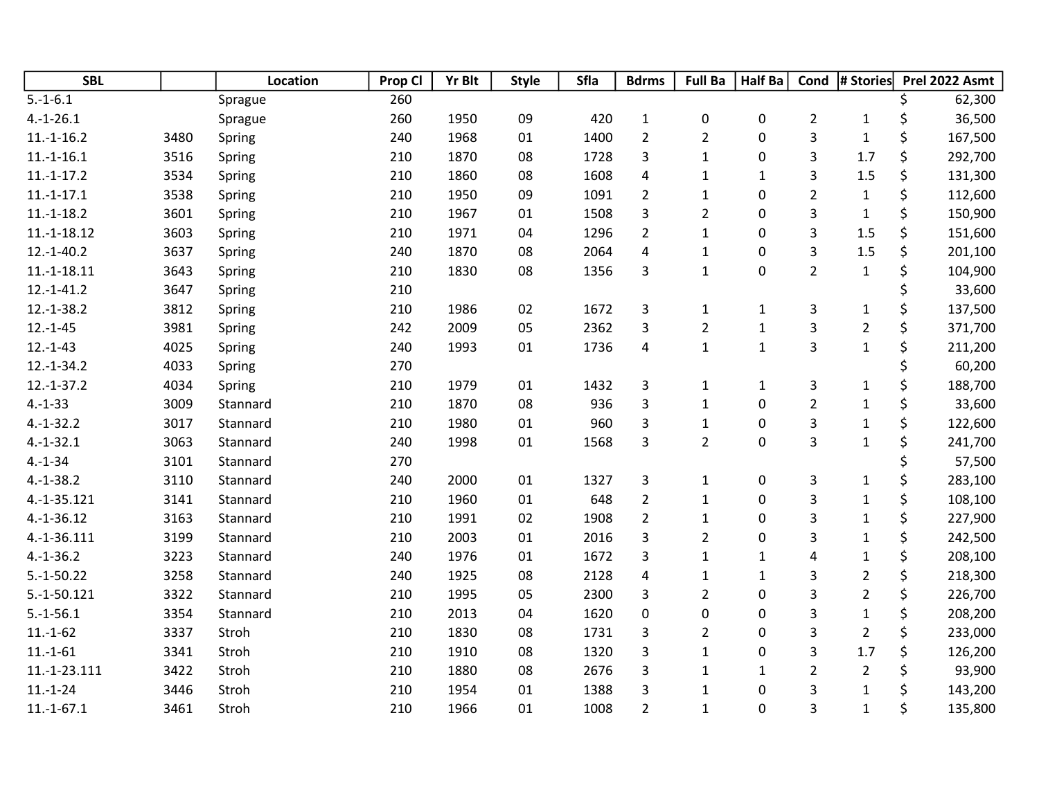| SBL | | Location | Prop Cl | Yr Blt | Style | Sfla | Bdrms | Full Ba | Half Ba | Cond | # Stories | Prel 2022 Asmt |
|---|---|---|---|---|---|---|---|---|---|---|---|---|
| 5.-1-6.1 | | Sprague | 260 | | | | | | | | | $ 62,300 |
| 4.-1-26.1 | | Sprague | 260 | 1950 | 09 | 420 | 1 | 0 | 0 | 2 | 1 | $ 36,500 |
| 11.-1-16.2 | 3480 | Spring | 240 | 1968 | 01 | 1400 | 2 | 2 | 0 | 3 | 1 | $ 167,500 |
| 11.-1-16.1 | 3516 | Spring | 210 | 1870 | 08 | 1728 | 3 | 1 | 0 | 3 | 1.7 | $ 292,700 |
| 11.-1-17.2 | 3534 | Spring | 210 | 1860 | 08 | 1608 | 4 | 1 | 1 | 3 | 1.5 | $ 131,300 |
| 11.-1-17.1 | 3538 | Spring | 210 | 1950 | 09 | 1091 | 2 | 1 | 0 | 2 | 1 | $ 112,600 |
| 11.-1-18.2 | 3601 | Spring | 210 | 1967 | 01 | 1508 | 3 | 2 | 0 | 3 | 1 | $ 150,900 |
| 11.-1-18.12 | 3603 | Spring | 210 | 1971 | 04 | 1296 | 2 | 1 | 0 | 3 | 1.5 | $ 151,600 |
| 12.-1-40.2 | 3637 | Spring | 240 | 1870 | 08 | 2064 | 4 | 1 | 0 | 3 | 1.5 | $ 201,100 |
| 11.-1-18.11 | 3643 | Spring | 210 | 1830 | 08 | 1356 | 3 | 1 | 0 | 2 | 1 | $ 104,900 |
| 12.-1-41.2 | 3647 | Spring | 210 | | | | | | | | | $ 33,600 |
| 12.-1-38.2 | 3812 | Spring | 210 | 1986 | 02 | 1672 | 3 | 1 | 1 | 3 | 1 | $ 137,500 |
| 12.-1-45 | 3981 | Spring | 242 | 2009 | 05 | 2362 | 3 | 2 | 1 | 3 | 2 | $ 371,700 |
| 12.-1-43 | 4025 | Spring | 240 | 1993 | 01 | 1736 | 4 | 1 | 1 | 3 | 1 | $ 211,200 |
| 12.-1-34.2 | 4033 | Spring | 270 | | | | | | | | | $ 60,200 |
| 12.-1-37.2 | 4034 | Spring | 210 | 1979 | 01 | 1432 | 3 | 1 | 1 | 3 | 1 | $ 188,700 |
| 4.-1-33 | 3009 | Stannard | 210 | 1870 | 08 | 936 | 3 | 1 | 0 | 2 | 1 | $ 33,600 |
| 4.-1-32.2 | 3017 | Stannard | 210 | 1980 | 01 | 960 | 3 | 1 | 0 | 3 | 1 | $ 122,600 |
| 4.-1-32.1 | 3063 | Stannard | 240 | 1998 | 01 | 1568 | 3 | 2 | 0 | 3 | 1 | $ 241,700 |
| 4.-1-34 | 3101 | Stannard | 270 | | | | | | | | | $ 57,500 |
| 4.-1-38.2 | 3110 | Stannard | 240 | 2000 | 01 | 1327 | 3 | 1 | 0 | 3 | 1 | $ 283,100 |
| 4.-1-35.121 | 3141 | Stannard | 210 | 1960 | 01 | 648 | 2 | 1 | 0 | 3 | 1 | $ 108,100 |
| 4.-1-36.12 | 3163 | Stannard | 210 | 1991 | 02 | 1908 | 2 | 1 | 0 | 3 | 1 | $ 227,900 |
| 4.-1-36.111 | 3199 | Stannard | 210 | 2003 | 01 | 2016 | 3 | 2 | 0 | 3 | 1 | $ 242,500 |
| 4.-1-36.2 | 3223 | Stannard | 240 | 1976 | 01 | 1672 | 3 | 1 | 1 | 4 | 1 | $ 208,100 |
| 5.-1-50.22 | 3258 | Stannard | 240 | 1925 | 08 | 2128 | 4 | 1 | 1 | 3 | 2 | $ 218,300 |
| 5.-1-50.121 | 3322 | Stannard | 210 | 1995 | 05 | 2300 | 3 | 2 | 0 | 3 | 2 | $ 226,700 |
| 5.-1-56.1 | 3354 | Stannard | 210 | 2013 | 04 | 1620 | 0 | 0 | 0 | 3 | 1 | $ 208,200 |
| 11.-1-62 | 3337 | Stroh | 210 | 1830 | 08 | 1731 | 3 | 2 | 0 | 3 | 2 | $ 233,000 |
| 11.-1-61 | 3341 | Stroh | 210 | 1910 | 08 | 1320 | 3 | 1 | 0 | 3 | 1.7 | $ 126,200 |
| 11.-1-23.111 | 3422 | Stroh | 210 | 1880 | 08 | 2676 | 3 | 1 | 1 | 2 | 2 | $ 93,900 |
| 11.-1-24 | 3446 | Stroh | 210 | 1954 | 01 | 1388 | 3 | 1 | 0 | 3 | 1 | $ 143,200 |
| 11.-1-67.1 | 3461 | Stroh | 210 | 1966 | 01 | 1008 | 2 | 1 | 0 | 3 | 1 | $ 135,800 |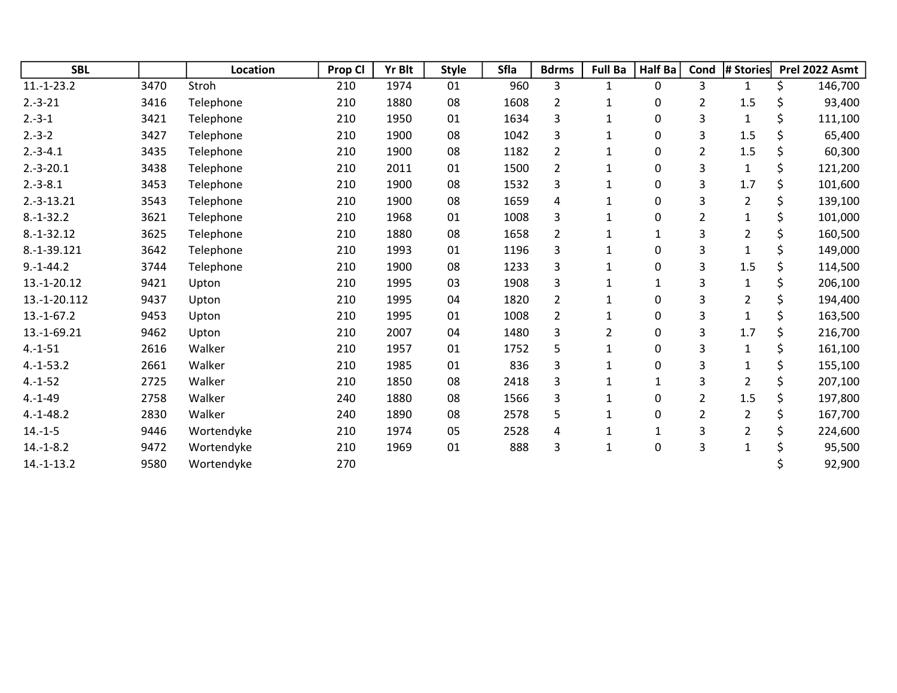| SBL | | Location | Prop Cl | Yr Blt | Style | Sfla | Bdrms | Full Ba | Half Ba | Cond | # Stories | Prel 2022 Asmt |
|---|---|---|---|---|---|---|---|---|---|---|---|---|
| 11.-1-23.2 | 3470 | Stroh | 210 | 1974 | 01 | 960 | 3 | 1 | 0 | 3 | 1 | $ 146,700 |
| 2.-3-21 | 3416 | Telephone | 210 | 1880 | 08 | 1608 | 2 | 1 | 0 | 2 | 1.5 | $ 93,400 |
| 2.-3-1 | 3421 | Telephone | 210 | 1950 | 01 | 1634 | 3 | 1 | 0 | 3 | 1 | $ 111,100 |
| 2.-3-2 | 3427 | Telephone | 210 | 1900 | 08 | 1042 | 3 | 1 | 0 | 3 | 1.5 | $ 65,400 |
| 2.-3-4.1 | 3435 | Telephone | 210 | 1900 | 08 | 1182 | 2 | 1 | 0 | 2 | 1.5 | $ 60,300 |
| 2.-3-20.1 | 3438 | Telephone | 210 | 2011 | 01 | 1500 | 2 | 1 | 0 | 3 | 1 | $ 121,200 |
| 2.-3-8.1 | 3453 | Telephone | 210 | 1900 | 08 | 1532 | 3 | 1 | 0 | 3 | 1.7 | $ 101,600 |
| 2.-3-13.21 | 3543 | Telephone | 210 | 1900 | 08 | 1659 | 4 | 1 | 0 | 3 | 2 | $ 139,100 |
| 8.-1-32.2 | 3621 | Telephone | 210 | 1968 | 01 | 1008 | 3 | 1 | 0 | 2 | 1 | $ 101,000 |
| 8.-1-32.12 | 3625 | Telephone | 210 | 1880 | 08 | 1658 | 2 | 1 | 1 | 3 | 2 | $ 160,500 |
| 8.-1-39.121 | 3642 | Telephone | 210 | 1993 | 01 | 1196 | 3 | 1 | 0 | 3 | 1 | $ 149,000 |
| 9.-1-44.2 | 3744 | Telephone | 210 | 1900 | 08 | 1233 | 3 | 1 | 0 | 3 | 1.5 | $ 114,500 |
| 13.-1-20.12 | 9421 | Upton | 210 | 1995 | 03 | 1908 | 3 | 1 | 1 | 3 | 1 | $ 206,100 |
| 13.-1-20.112 | 9437 | Upton | 210 | 1995 | 04 | 1820 | 2 | 1 | 0 | 3 | 2 | $ 194,400 |
| 13.-1-67.2 | 9453 | Upton | 210 | 1995 | 01 | 1008 | 2 | 1 | 0 | 3 | 1 | $ 163,500 |
| 13.-1-69.21 | 9462 | Upton | 210 | 2007 | 04 | 1480 | 3 | 2 | 0 | 3 | 1.7 | $ 216,700 |
| 4.-1-51 | 2616 | Walker | 210 | 1957 | 01 | 1752 | 5 | 1 | 0 | 3 | 1 | $ 161,100 |
| 4.-1-53.2 | 2661 | Walker | 210 | 1985 | 01 | 836 | 3 | 1 | 0 | 3 | 1 | $ 155,100 |
| 4.-1-52 | 2725 | Walker | 210 | 1850 | 08 | 2418 | 3 | 1 | 1 | 3 | 2 | $ 207,100 |
| 4.-1-49 | 2758 | Walker | 240 | 1880 | 08 | 1566 | 3 | 1 | 0 | 2 | 1.5 | $ 197,800 |
| 4.-1-48.2 | 2830 | Walker | 240 | 1890 | 08 | 2578 | 5 | 1 | 0 | 2 | 2 | $ 167,700 |
| 14.-1-5 | 9446 | Wortendyke | 210 | 1974 | 05 | 2528 | 4 | 1 | 1 | 3 | 2 | $ 224,600 |
| 14.-1-8.2 | 9472 | Wortendyke | 210 | 1969 | 01 | 888 | 3 | 1 | 0 | 3 | 1 | $ 95,500 |
| 14.-1-13.2 | 9580 | Wortendyke | 270 | | | | | | | | | $ 92,900 |